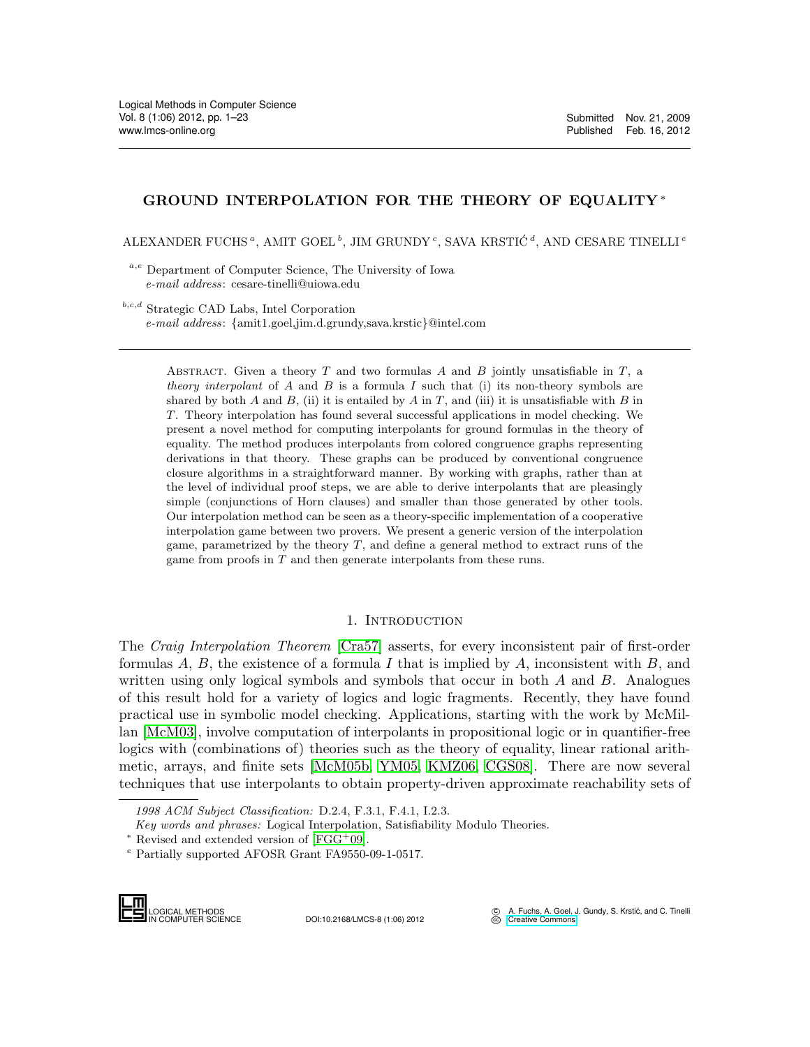# GROUND INTERPOLATION FOR THE THEORY OF EQUALITY *

ALEXANDER FUCHS [a], AMIT GOEL [b], JIM GRUNDY [c], SAVA KRSTIĆ [d], AND CESARE TINELLI [e]

[a,e] Department of Computer Science, The University of Iowa
*e-mail address*: cesare-tinelli@uiowa.edu

[b,c,d] Strategic CAD Labs, Intel Corporation
*e-mail address*: {amit1.goel,jim.d.grundy,sava.krstic}@intel.com

Abstract. Given a theory $T$ and two formulas $A$ and $B$ jointly unsatisfiable in $T$, a *theory interpolant* of $A$ and $B$ is a formula $I$ such that (i) its non-theory symbols are shared by both $A$ and $B$, (ii) it is entailed by $A$ in $T$, and (iii) it is unsatisfiable with $B$ in $T$. Theory interpolation has found several successful applications in model checking. We present a novel method for computing interpolants for ground formulas in the theory of equality. The method produces interpolants from colored congruence graphs representing derivations in that theory. These graphs can be produced by conventional congruence closure algorithms in a straightforward manner. By working with graphs, rather than at the level of individual proof steps, we are able to derive interpolants that are pleasingly simple (conjunctions of Horn clauses) and smaller than those generated by other tools. Our interpolation method can be seen as a theory-specific implementation of a cooperative interpolation game between two provers. We present a generic version of the interpolation game, parametrized by the theory $T$, and define a general method to extract runs of the game from proofs in $T$ and then generate interpolants from these runs.

## 1. Introduction

The *Craig Interpolation Theorem* [Cra57] asserts, for every inconsistent pair of first-order formulas $A$, $B$, the existence of a formula $I$ that is implied by $A$, inconsistent with $B$, and written using only logical symbols and symbols that occur in both $A$ and $B$. Analogues of this result hold for a variety of logics and logic fragments. Recently, they have found practical use in symbolic model checking. Applications, starting with the work by McMillan [McM03], involve computation of interpolants in propositional logic or in quantifier-free logics with (combinations of) theories such as the theory of equality, linear rational arithmetic, arrays, and finite sets [McM05b, YM05, KMZ06, CGS08]. There are now several techniques that use interpolants to obtain property-driven approximate reachability sets of

*1998 ACM Subject Classification:* D.2.4, F.3.1, F.4.1, I.2.3.

*Key words and phrases:* Logical Interpolation, Satisfiability Modulo Theories.

\* Revised and extended version of [FGG+09].

[e] Partially supported AFOSR Grant FA9550-09-1-0517.

DOI:10.2168/LMCS-8 (1:06) 2012

© A. Fuchs, A. Goel, J. Gundy, S. Krstić, and C. Tinelli
Creative Commons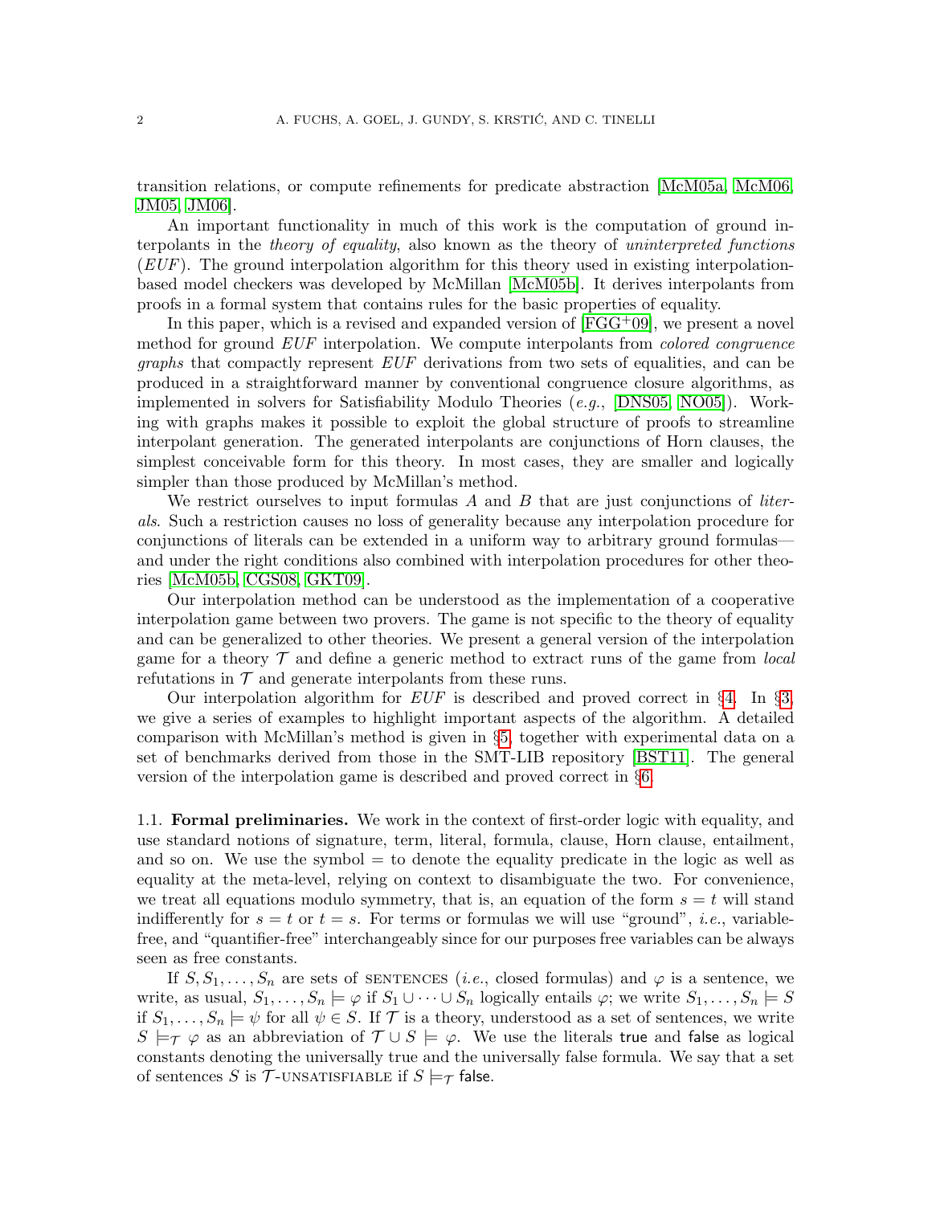transition relations, or compute refinements for predicate abstraction [McM05a, McM06, JM05, JM06].

An important functionality in much of this work is the computation of ground interpolants in the *theory of equality*, also known as the theory of *uninterpreted functions* (*EUF*). The ground interpolation algorithm for this theory used in existing interpolation-based model checkers was developed by McMillan [McM05b]. It derives interpolants from proofs in a formal system that contains rules for the basic properties of equality.

In this paper, which is a revised and expanded version of [FGG$^+$09], we present a novel method for ground *EUF* interpolation. We compute interpolants from *colored congruence graphs* that compactly represent *EUF* derivations from two sets of equalities, and can be produced in a straightforward manner by conventional congruence closure algorithms, as implemented in solvers for Satisfiability Modulo Theories (*e.g.*, [DNS05, NO05]). Working with graphs makes it possible to exploit the global structure of proofs to streamline interpolant generation. The generated interpolants are conjunctions of Horn clauses, the simplest conceivable form for this theory. In most cases, they are smaller and logically simpler than those produced by McMillan's method.

We restrict ourselves to input formulas $A$ and $B$ that are just conjunctions of *literals*. Such a restriction causes no loss of generality because any interpolation procedure for conjunctions of literals can be extended in a uniform way to arbitrary ground formulas—and under the right conditions also combined with interpolation procedures for other theories [McM05b, CGS08, GKT09].

Our interpolation method can be understood as the implementation of a cooperative interpolation game between two provers. The game is not specific to the theory of equality and can be generalized to other theories. We present a general version of the interpolation game for a theory $\mathcal{T}$ and define a generic method to extract runs of the game from *local* refutations in $\mathcal{T}$ and generate interpolants from these runs.

Our interpolation algorithm for *EUF* is described and proved correct in §4. In §3, we give a series of examples to highlight important aspects of the algorithm. A detailed comparison with McMillan's method is given in §5, together with experimental data on a set of benchmarks derived from those in the SMT-LIB repository [BST11]. The general version of the interpolation game is described and proved correct in §6.

1.1. **Formal preliminaries.** We work in the context of first-order logic with equality, and use standard notions of signature, term, literal, formula, clause, Horn clause, entailment, and so on. We use the symbol $=$ to denote the equality predicate in the logic as well as equality at the meta-level, relying on context to disambiguate the two. For convenience, we treat all equations modulo symmetry, that is, an equation of the form $s = t$ will stand indifferently for $s = t$ or $t = s$. For terms or formulas we will use "ground", *i.e.*, variable-free, and "quantifier-free" interchangeably since for our purposes free variables can be always seen as free constants.

If $S, S_1, \ldots, S_n$ are sets of SENTENCES (*i.e.*, closed formulas) and $\varphi$ is a sentence, we write, as usual, $S_1, \ldots, S_n \models \varphi$ if $S_1 \cup \cdots \cup S_n$ logically entails $\varphi$; we write $S_1, \ldots, S_n \models S$ if $S_1, \ldots, S_n \models \psi$ for all $\psi \in S$. If $\mathcal{T}$ is a theory, understood as a set of sentences, we write $S \models_{\mathcal{T}} \varphi$ as an abbreviation of $\mathcal{T} \cup S \models \varphi$. We use the literals $\mathsf{true}$ and $\mathsf{false}$ as logical constants denoting the universally true and the universally false formula. We say that a set of sentences $S$ is $\mathcal{T}$-UNSATISFIABLE if $S \models_{\mathcal{T}} \mathsf{false}$.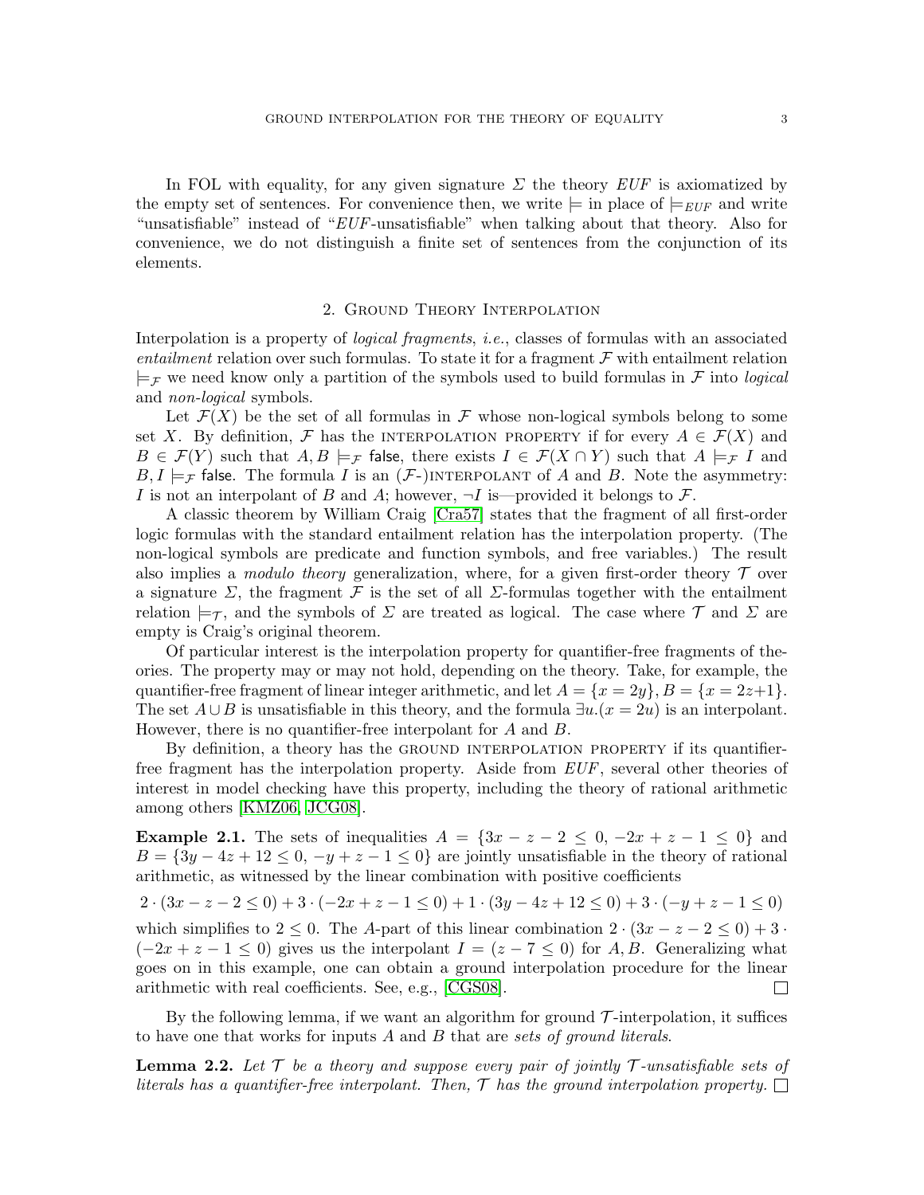In FOL with equality, for any given signature $\Sigma$ the theory $EUF$ is axiomatized by the empty set of sentences. For convenience then, we write $\models$ in place of $\models_{EUF}$ and write "unsatisfiable" instead of "$EUF$-unsatisfiable" when talking about that theory. Also for convenience, we do not distinguish a finite set of sentences from the conjunction of its elements.

## 2. Ground Theory Interpolation

Interpolation is a property of *logical fragments*, *i.e.*, classes of formulas with an associated *entailment* relation over such formulas. To state it for a fragment $\mathcal{F}$ with entailment relation $\models_{\mathcal{F}}$ we need know only a partition of the symbols used to build formulas in $\mathcal{F}$ into *logical* and *non-logical* symbols.

Let $\mathcal{F}(X)$ be the set of all formulas in $\mathcal{F}$ whose non-logical symbols belong to some set $X$. By definition, $\mathcal{F}$ has the INTERPOLATION PROPERTY if for every $A \in \mathcal{F}(X)$ and $B \in \mathcal{F}(Y)$ such that $A, B \models_{\mathcal{F}}$ false, there exists $I \in \mathcal{F}(X \cap Y)$ such that $A \models_{\mathcal{F}} I$ and $B, I \models_{\mathcal{F}}$ false. The formula $I$ is an ($\mathcal{F}$-)INTERPOLANT of $A$ and $B$. Note the asymmetry: $I$ is not an interpolant of $B$ and $A$; however, $\neg I$ is—provided it belongs to $\mathcal{F}$.

A classic theorem by William Craig [Cra57] states that the fragment of all first-order logic formulas with the standard entailment relation has the interpolation property. (The non-logical symbols are predicate and function symbols, and free variables.) The result also implies a *modulo theory* generalization, where, for a given first-order theory $\mathcal{T}$ over a signature $\Sigma$, the fragment $\mathcal{F}$ is the set of all $\Sigma$-formulas together with the entailment relation $\models_{\mathcal{T}}$, and the symbols of $\Sigma$ are treated as logical. The case where $\mathcal{T}$ and $\Sigma$ are empty is Craig's original theorem.

Of particular interest is the interpolation property for quantifier-free fragments of theories. The property may or may not hold, depending on the theory. Take, for example, the quantifier-free fragment of linear integer arithmetic, and let $A = \{x = 2y\}, B = \{x = 2z+1\}$. The set $A \cup B$ is unsatisfiable in this theory, and the formula $\exists u.(x = 2u)$ is an interpolant. However, there is no quantifier-free interpolant for $A$ and $B$.

By definition, a theory has the GROUND INTERPOLATION PROPERTY if its quantifier-free fragment has the interpolation property. Aside from $EUF$, several other theories of interest in model checking have this property, including the theory of rational arithmetic among others [KMZ06, JCG08].

**Example 2.1.** The sets of inequalities $A = \{3x - z - 2 \leq 0,\ -2x + z - 1 \leq 0\}$ and $B = \{3y - 4z + 12 \leq 0,\ -y + z - 1 \leq 0\}$ are jointly unsatisfiable in the theory of rational arithmetic, as witnessed by the linear combination with positive coefficients

$$2 \cdot (3x - z - 2 \leq 0) + 3 \cdot (-2x + z - 1 \leq 0) + 1 \cdot (3y - 4z + 12 \leq 0) + 3 \cdot (-y + z - 1 \leq 0)$$

which simplifies to $2 \leq 0$. The $A$-part of this linear combination $2 \cdot (3x - z - 2 \leq 0) + 3 \cdot (-2x + z - 1 \leq 0)$ gives us the interpolant $I = (z - 7 \leq 0)$ for $A, B$. Generalizing what goes on in this example, one can obtain a ground interpolation procedure for the linear arithmetic with real coefficients. See, e.g., [CGS08]. □

By the following lemma, if we want an algorithm for ground $\mathcal{T}$-interpolation, it suffices to have one that works for inputs $A$ and $B$ that are *sets of ground literals*.

**Lemma 2.2.** *Let $\mathcal{T}$ be a theory and suppose every pair of jointly $\mathcal{T}$-unsatisfiable sets of literals has a quantifier-free interpolant. Then, $\mathcal{T}$ has the ground interpolation property.* □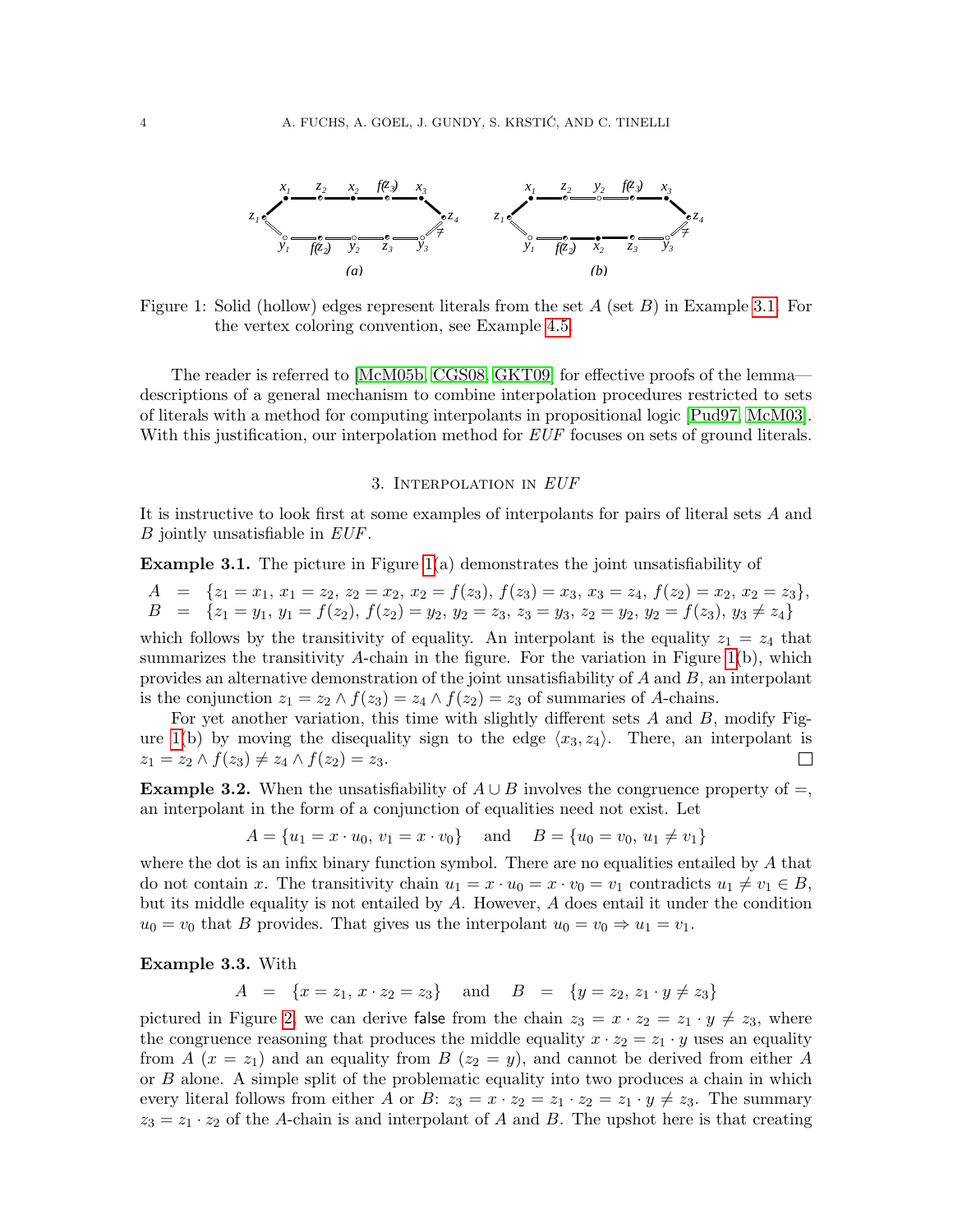Figure 1: Solid (hollow) edges represent literals from the set $A$ (set $B$) in Example 3.1. For the vertex coloring convention, see Example 4.5.

The reader is referred to [McM05b, CGS08, GKT09] for effective proofs of the lemma—descriptions of a general mechanism to combine interpolation procedures restricted to sets of literals with a method for computing interpolants in propositional logic [Pud97, McM03]. With this justification, our interpolation method for *EUF* focuses on sets of ground literals.

## 3. Interpolation in *EUF*

It is instructive to look first at some examples of interpolants for pairs of literal sets $A$ and $B$ jointly unsatisfiable in *EUF*.

**Example 3.1.** The picture in Figure 1(a) demonstrates the joint unsatisfiability of

$$
\begin{aligned}
A &= \{z_1 = x_1,\ x_1 = z_2,\ z_2 = x_2,\ x_2 = f(z_3),\ f(z_3) = x_3,\ x_3 = z_4,\ f(z_2) = x_2,\ x_2 = z_3\}, \\
B &= \{z_1 = y_1,\ y_1 = f(z_2),\ f(z_2) = y_2,\ y_2 = z_3,\ z_3 = y_3,\ z_2 = y_2,\ y_2 = f(z_3),\ y_3 \neq z_4\}
\end{aligned}
$$

which follows by the transitivity of equality. An interpolant is the equality $z_1 = z_4$ that summarizes the transitivity $A$-chain in the figure. For the variation in Figure 1(b), which provides an alternative demonstration of the joint unsatisfiability of $A$ and $B$, an interpolant is the conjunction $z_1 = z_2 \wedge f(z_3) = z_4 \wedge f(z_2) = z_3$ of summaries of $A$-chains.

For yet another variation, this time with slightly different sets $A$ and $B$, modify Figure 1(b) by moving the disequality sign to the edge $\langle x_3, z_4 \rangle$. There, an interpolant is $z_1 = z_2 \wedge f(z_3) \neq z_4 \wedge f(z_2) = z_3$. □

**Example 3.2.** When the unsatisfiability of $A \cup B$ involves the congruence property of $=$, an interpolant in the form of a conjunction of equalities need not exist. Let

$$
A = \{u_1 = x \cdot u_0,\ v_1 = x \cdot v_0\} \quad \text{and} \quad B = \{u_0 = v_0,\ u_1 \neq v_1\}
$$

where the dot is an infix binary function symbol. There are no equalities entailed by $A$ that do not contain $x$. The transitivity chain $u_1 = x \cdot u_0 = x \cdot v_0 = v_1$ contradicts $u_1 \neq v_1 \in B$, but its middle equality is not entailed by $A$. However, $A$ does entail it under the condition $u_0 = v_0$ that $B$ provides. That gives us the interpolant $u_0 = v_0 \Rightarrow u_1 = v_1$.

**Example 3.3.** With

$$
A = \{x = z_1,\ x \cdot z_2 = z_3\} \quad \text{and} \quad B = \{y = z_2,\ z_1 \cdot y \neq z_3\}
$$

pictured in Figure 2, we can derive false from the chain $z_3 = x \cdot z_2 = z_1 \cdot y \neq z_3$, where the congruence reasoning that produces the middle equality $x \cdot z_2 = z_1 \cdot y$ uses an equality from $A$ ($x = z_1$) and an equality from $B$ ($z_2 = y$), and cannot be derived from either $A$ or $B$ alone. A simple split of the problematic equality into two produces a chain in which every literal follows from either $A$ or $B$: $z_3 = x \cdot z_2 = z_1 \cdot z_2 = z_1 \cdot y \neq z_3$. The summary $z_3 = z_1 \cdot z_2$ of the $A$-chain is and interpolant of $A$ and $B$. The upshot here is that creating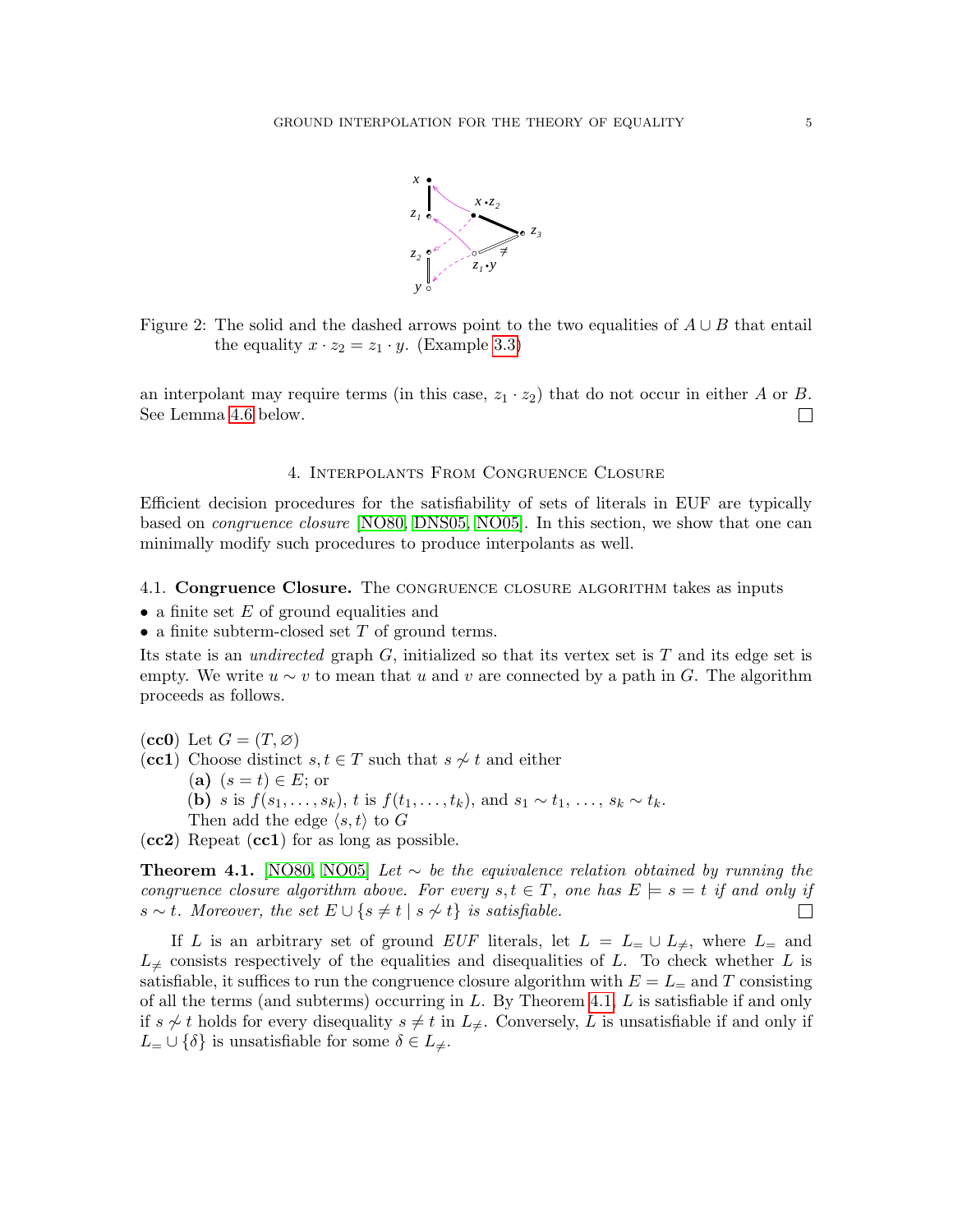Figure 2: The solid and the dashed arrows point to the two equalities of $A \cup B$ that entail the equality $x \cdot z_2 = z_1 \cdot y$. (Example 3.3)

an interpolant may require terms (in this case, $z_1 \cdot z_2$) that do not occur in either $A$ or $B$. See Lemma 4.6 below. □

## 4. Interpolants From Congruence Closure

Efficient decision procedures for the satisfiability of sets of literals in EUF are typically based on *congruence closure* [NO80, DNS05, NO05]. In this section, we show that one can minimally modify such procedures to produce interpolants as well.

### 4.1. Congruence Closure.

The congruence closure algorithm takes as inputs

- a finite set $E$ of ground equalities and
- a finite subterm-closed set $T$ of ground terms.

Its state is an *undirected* graph $G$, initialized so that its vertex set is $T$ and its edge set is empty. We write $u \sim v$ to mean that $u$ and $v$ are connected by a path in $G$. The algorithm proceeds as follows.

(**cc0**) Let $G = (T, \varnothing)$

(**cc1**) Choose distinct $s, t \in T$ such that $s \not\sim t$ and either

  (**a**) $(s = t) \in E$; or

  (**b**) $s$ is $f(s_1, \ldots, s_k)$, $t$ is $f(t_1, \ldots, t_k)$, and $s_1 \sim t_1, \ldots, s_k \sim t_k$.

  Then add the edge $\langle s, t \rangle$ to $G$

(**cc2**) Repeat (**cc1**) for as long as possible.

**Theorem 4.1.** [NO80, NO05] *Let $\sim$ be the equivalence relation obtained by running the congruence closure algorithm above. For every $s, t \in T$, one has $E \models s = t$ if and only if $s \sim t$. Moreover, the set $E \cup \{s \neq t \mid s \not\sim t\}$ is satisfiable.* □

If $L$ is an arbitrary set of ground *EUF* literals, let $L = L_= \cup L_{\neq}$, where $L_=$ and $L_{\neq}$ consists respectively of the equalities and disequalities of $L$. To check whether $L$ is satisfiable, it suffices to run the congruence closure algorithm with $E = L_=$ and $T$ consisting of all the terms (and subterms) occurring in $L$. By Theorem 4.1, $L$ is satisfiable if and only if $s \not\sim t$ holds for every disequality $s \neq t$ in $L_{\neq}$. Conversely, $L$ is unsatisfiable if and only if $L_= \cup \{\delta\}$ is unsatisfiable for some $\delta \in L_{\neq}$.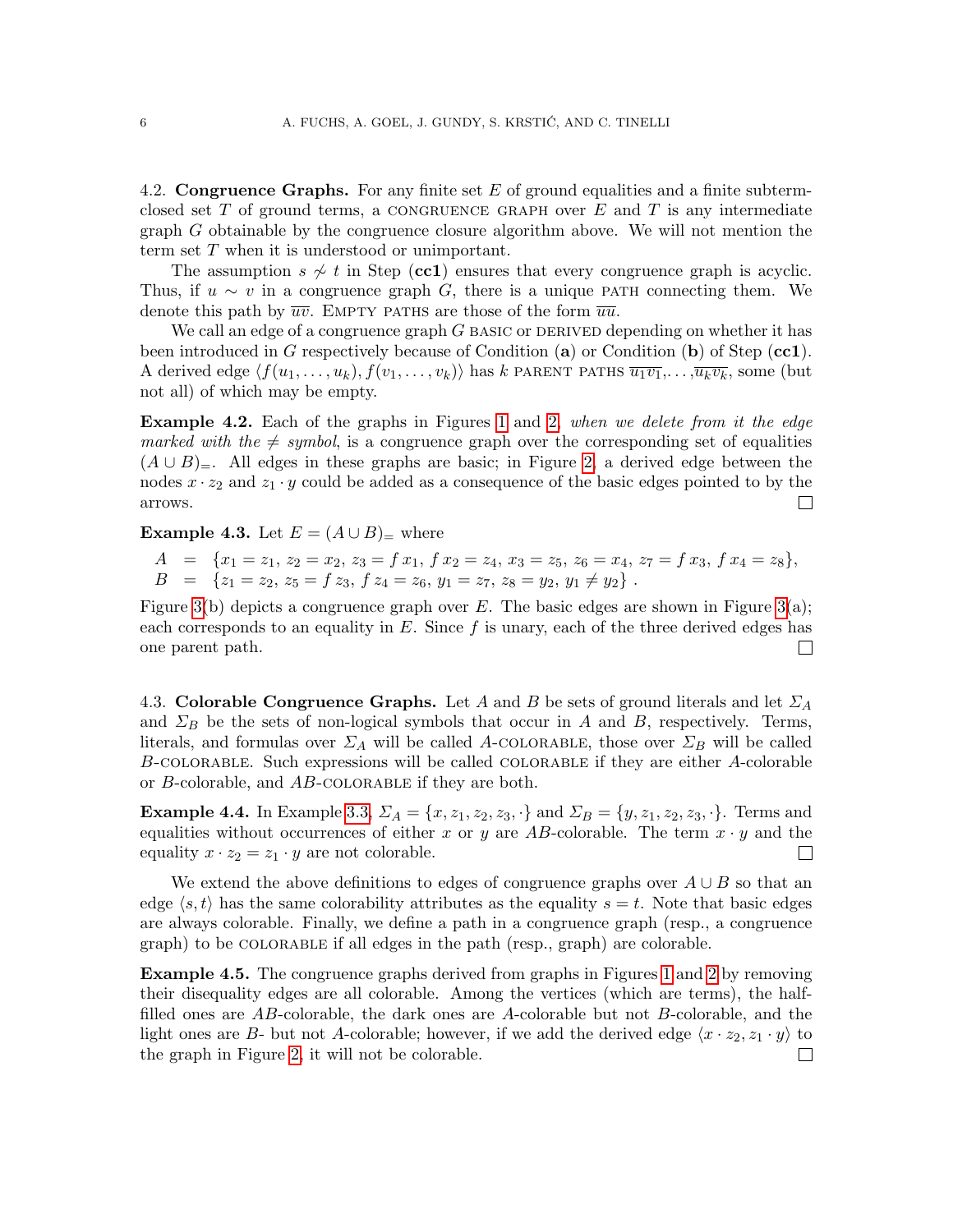4.2. **Congruence Graphs.** For any finite set $E$ of ground equalities and a finite subterm-closed set $T$ of ground terms, a CONGRUENCE GRAPH over $E$ and $T$ is any intermediate graph $G$ obtainable by the congruence closure algorithm above. We will not mention the term set $T$ when it is understood or unimportant.

The assumption $s \not\sim t$ in Step (**cc1**) ensures that every congruence graph is acyclic. Thus, if $u \sim v$ in a congruence graph $G$, there is a unique PATH connecting them. We denote this path by $\overline{uv}$. EMPTY PATHS are those of the form $\overline{uu}$.

We call an edge of a congruence graph $G$ BASIC or DERIVED depending on whether it has been introduced in $G$ respectively because of Condition (**a**) or Condition (**b**) of Step (**cc1**). A derived edge $\langle f(u_1,\ldots,u_k), f(v_1,\ldots,v_k)\rangle$ has $k$ PARENT PATHS $\overline{u_1v_1},\ldots,\overline{u_kv_k}$, some (but not all) of which may be empty.

**Example 4.2.** Each of the graphs in Figures 1 and 2, *when we delete from it the edge marked with the $\neq$ symbol*, is a congruence graph over the corresponding set of equalities $(A \cup B)_=$. All edges in these graphs are basic; in Figure 2, a derived edge between the nodes $x \cdot z_2$ and $z_1 \cdot y$ could be added as a consequence of the basic edges pointed to by the arrows. □

**Example 4.3.** Let $E = (A \cup B)_=$ where

$$
\begin{aligned}
A &= \{x_1 = z_1,\ z_2 = x_2,\ z_3 = f\,x_1,\ f\,x_2 = z_4,\ x_3 = z_5,\ z_6 = x_4,\ z_7 = f\,x_3,\ f\,x_4 = z_8\},\\
B &= \{z_1 = z_2,\ z_5 = f\,z_3,\ f\,z_4 = z_6,\ y_1 = z_7,\ z_8 = y_2,\ y_1 \neq y_2\}\ .
\end{aligned}
$$

Figure 3(b) depicts a congruence graph over $E$. The basic edges are shown in Figure 3(a); each corresponds to an equality in $E$. Since $f$ is unary, each of the three derived edges has one parent path. □

4.3. **Colorable Congruence Graphs.** Let $A$ and $B$ be sets of ground literals and let $\Sigma_A$ and $\Sigma_B$ be the sets of non-logical symbols that occur in $A$ and $B$, respectively. Terms, literals, and formulas over $\Sigma_A$ will be called $A$-COLORABLE, those over $\Sigma_B$ will be called $B$-COLORABLE. Such expressions will be called COLORABLE if they are either $A$-colorable or $B$-colorable, and $AB$-COLORABLE if they are both.

**Example 4.4.** In Example 3.3, $\Sigma_A = \{x, z_1, z_2, z_3, \cdot\}$ and $\Sigma_B = \{y, z_1, z_2, z_3, \cdot\}$. Terms and equalities without occurrences of either $x$ or $y$ are $AB$-colorable. The term $x \cdot y$ and the equality $x \cdot z_2 = z_1 \cdot y$ are not colorable. □

We extend the above definitions to edges of congruence graphs over $A \cup B$ so that an edge $\langle s, t\rangle$ has the same colorability attributes as the equality $s = t$. Note that basic edges are always colorable. Finally, we define a path in a congruence graph (resp., a congruence graph) to be COLORABLE if all edges in the path (resp., graph) are colorable.

**Example 4.5.** The congruence graphs derived from graphs in Figures 1 and 2 by removing their disequality edges are all colorable. Among the vertices (which are terms), the half-filled ones are $AB$-colorable, the dark ones are $A$-colorable but not $B$-colorable, and the light ones are $B$- but not $A$-colorable; however, if we add the derived edge $\langle x \cdot z_2, z_1 \cdot y\rangle$ to the graph in Figure 2, it will not be colorable. □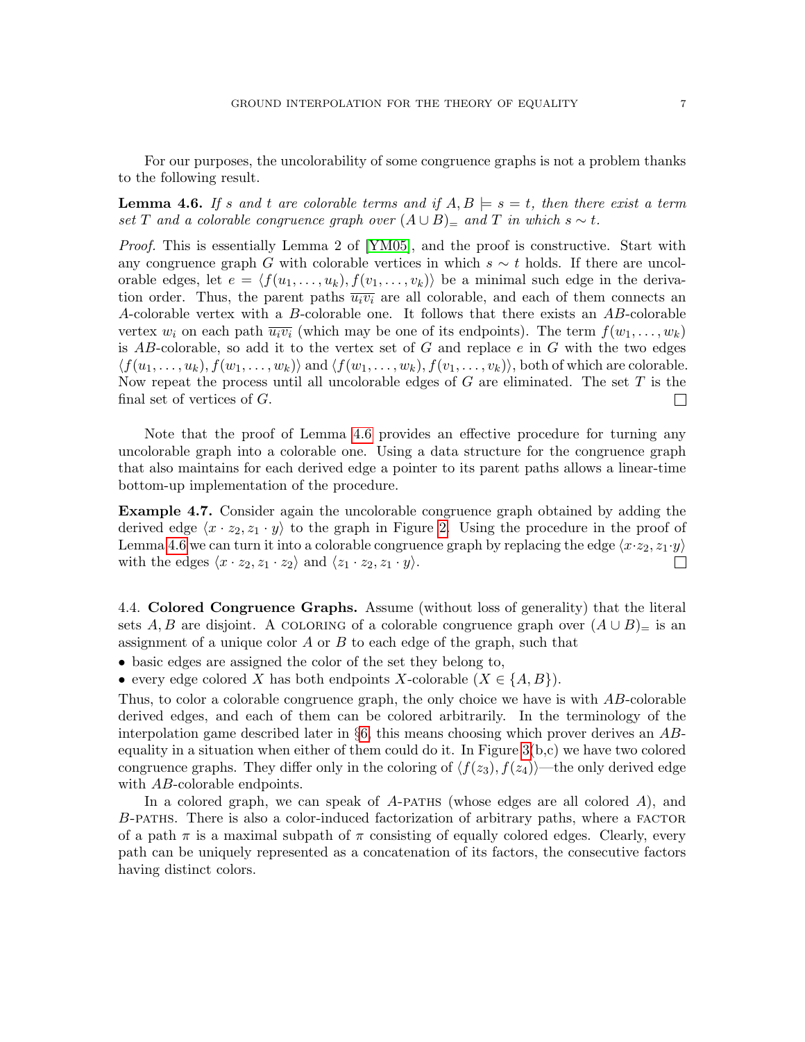For our purposes, the uncolorability of some congruence graphs is not a problem thanks to the following result.

**Lemma 4.6.** *If $s$ and $t$ are colorable terms and if $A, B \models s = t$, then there exist a term set $T$ and a colorable congruence graph over $(A \cup B)_=$ and $T$ in which $s \sim t$.*

*Proof.* This is essentially Lemma 2 of [YM05], and the proof is constructive. Start with any congruence graph $G$ with colorable vertices in which $s \sim t$ holds. If there are uncolorable edges, let $e = \langle f(u_1, \ldots, u_k), f(v_1, \ldots, v_k) \rangle$ be a minimal such edge in the derivation order. Thus, the parent paths $\overline{u_i v_i}$ are all colorable, and each of them connects an $A$-colorable vertex with a $B$-colorable one. It follows that there exists an $AB$-colorable vertex $w_i$ on each path $\overline{u_i v_i}$ (which may be one of its endpoints). The term $f(w_1, \ldots, w_k)$ is $AB$-colorable, so add it to the vertex set of $G$ and replace $e$ in $G$ with the two edges $\langle f(u_1, \ldots, u_k), f(w_1, \ldots, w_k) \rangle$ and $\langle f(w_1, \ldots, w_k), f(v_1, \ldots, v_k) \rangle$, both of which are colorable. Now repeat the process until all uncolorable edges of $G$ are eliminated. The set $T$ is the final set of vertices of $G$. □

Note that the proof of Lemma 4.6 provides an effective procedure for turning any uncolorable graph into a colorable one. Using a data structure for the congruence graph that also maintains for each derived edge a pointer to its parent paths allows a linear-time bottom-up implementation of the procedure.

**Example 4.7.** Consider again the uncolorable congruence graph obtained by adding the derived edge $\langle x \cdot z_2, z_1 \cdot y \rangle$ to the graph in Figure 2. Using the procedure in the proof of Lemma 4.6 we can turn it into a colorable congruence graph by replacing the edge $\langle x \cdot z_2, z_1 \cdot y \rangle$ with the edges $\langle x \cdot z_2, z_1 \cdot z_2 \rangle$ and $\langle z_1 \cdot z_2, z_1 \cdot y \rangle$. □

### 4.4. Colored Congruence Graphs.

Assume (without loss of generality) that the literal sets $A, B$ are disjoint. A COLORING of a colorable congruence graph over $(A \cup B)_=$ is an assignment of a unique color $A$ or $B$ to each edge of the graph, such that

- basic edges are assigned the color of the set they belong to,
- every edge colored $X$ has both endpoints $X$-colorable ($X \in \{A, B\}$).

Thus, to color a colorable congruence graph, the only choice we have is with $AB$-colorable derived edges, and each of them can be colored arbitrarily. In the terminology of the interpolation game described later in §6, this means choosing which prover derives an $AB$-equality in a situation when either of them could do it. In Figure 3(b,c) we have two colored congruence graphs. They differ only in the coloring of $\langle f(z_3), f(z_4) \rangle$—the only derived edge with $AB$-colorable endpoints.

In a colored graph, we can speak of $A$-PATHS (whose edges are all colored $A$), and $B$-PATHS. There is also a color-induced factorization of arbitrary paths, where a FACTOR of a path $\pi$ is a maximal subpath of $\pi$ consisting of equally colored edges. Clearly, every path can be uniquely represented as a concatenation of its factors, the consecutive factors having distinct colors.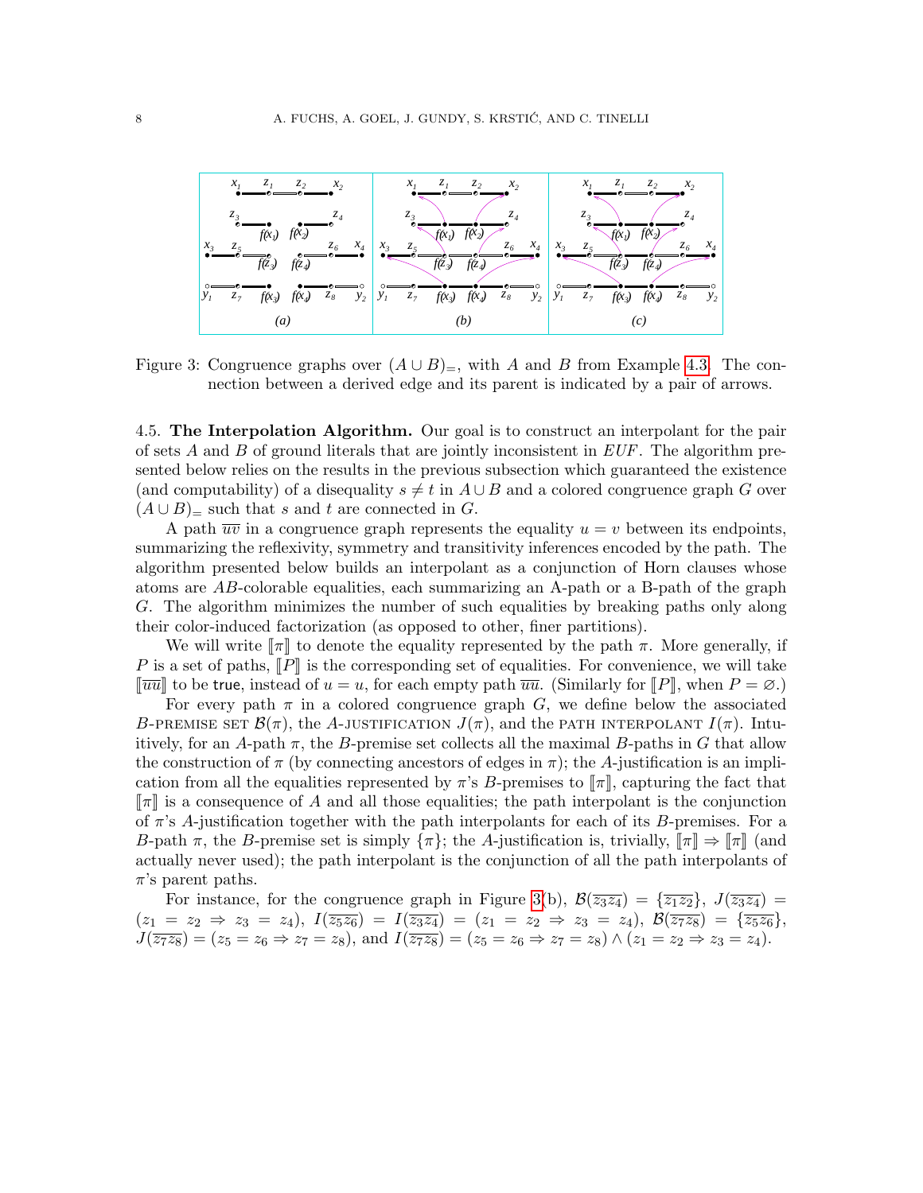Figure 3: Congruence graphs over $(A \cup B)_=$, with $A$ and $B$ from Example 4.3. The connection between a derived edge and its parent is indicated by a pair of arrows.

4.5. **The Interpolation Algorithm.** Our goal is to construct an interpolant for the pair of sets $A$ and $B$ of ground literals that are jointly inconsistent in $EUF$. The algorithm presented below relies on the results in the previous subsection which guaranteed the existence (and computability) of a disequality $s \neq t$ in $A \cup B$ and a colored congruence graph $G$ over $(A \cup B)_=$ such that $s$ and $t$ are connected in $G$.

A path $\overline{uv}$ in a congruence graph represents the equality $u = v$ between its endpoints, summarizing the reflexivity, symmetry and transitivity inferences encoded by the path. The algorithm presented below builds an interpolant as a conjunction of Horn clauses whose atoms are $AB$-colorable equalities, each summarizing an A-path or a B-path of the graph $G$. The algorithm minimizes the number of such equalities by breaking paths only along their color-induced factorization (as opposed to other, finer partitions).

We will write $[\![\pi]\!]$ to denote the equality represented by the path $\pi$. More generally, if $P$ is a set of paths, $[\![P]\!]$ is the corresponding set of equalities. For convenience, we will take $[\![\overline{uu}]\!]$ to be $\mathsf{true}$, instead of $u = u$, for each empty path $\overline{uu}$. (Similarly for $[\![P]\!]$, when $P = \varnothing$.)

For every path $\pi$ in a colored congruence graph $G$, we define below the associated $B$-PREMISE SET $\mathcal{B}(\pi)$, the $A$-JUSTIFICATION $J(\pi)$, and the PATH INTERPOLANT $I(\pi)$. Intuitively, for an $A$-path $\pi$, the $B$-premise set collects all the maximal $B$-paths in $G$ that allow the construction of $\pi$ (by connecting ancestors of edges in $\pi$); the $A$-justification is an implication from all the equalities represented by $\pi$'s $B$-premises to $[\![\pi]\!]$, capturing the fact that $[\![\pi]\!]$ is a consequence of $A$ and all those equalities; the path interpolant is the conjunction of $\pi$'s $A$-justification together with the path interpolants for each of its $B$-premises. For a $B$-path $\pi$, the $B$-premise set is simply $\{\pi\}$; the $A$-justification is, trivially, $[\![\pi]\!] \Rightarrow [\![\pi]\!]$ (and actually never used); the path interpolant is the conjunction of all the path interpolants of $\pi$'s parent paths.

For instance, for the congruence graph in Figure 3(b), $\mathcal{B}(\overline{z_3z_4}) = \{\overline{z_1z_2}\}$, $J(\overline{z_3z_4}) = (z_1 = z_2 \Rightarrow z_3 = z_4)$, $I(\overline{z_5z_6}) = I(\overline{z_3z_4}) = (z_1 = z_2 \Rightarrow z_3 = z_4)$, $\mathcal{B}(\overline{z_7z_8}) = \{\overline{z_5z_6}\}$, $J(\overline{z_7z_8}) = (z_5 = z_6 \Rightarrow z_7 = z_8)$, and $I(\overline{z_7z_8}) = (z_5 = z_6 \Rightarrow z_7 = z_8) \wedge (z_1 = z_2 \Rightarrow z_3 = z_4)$.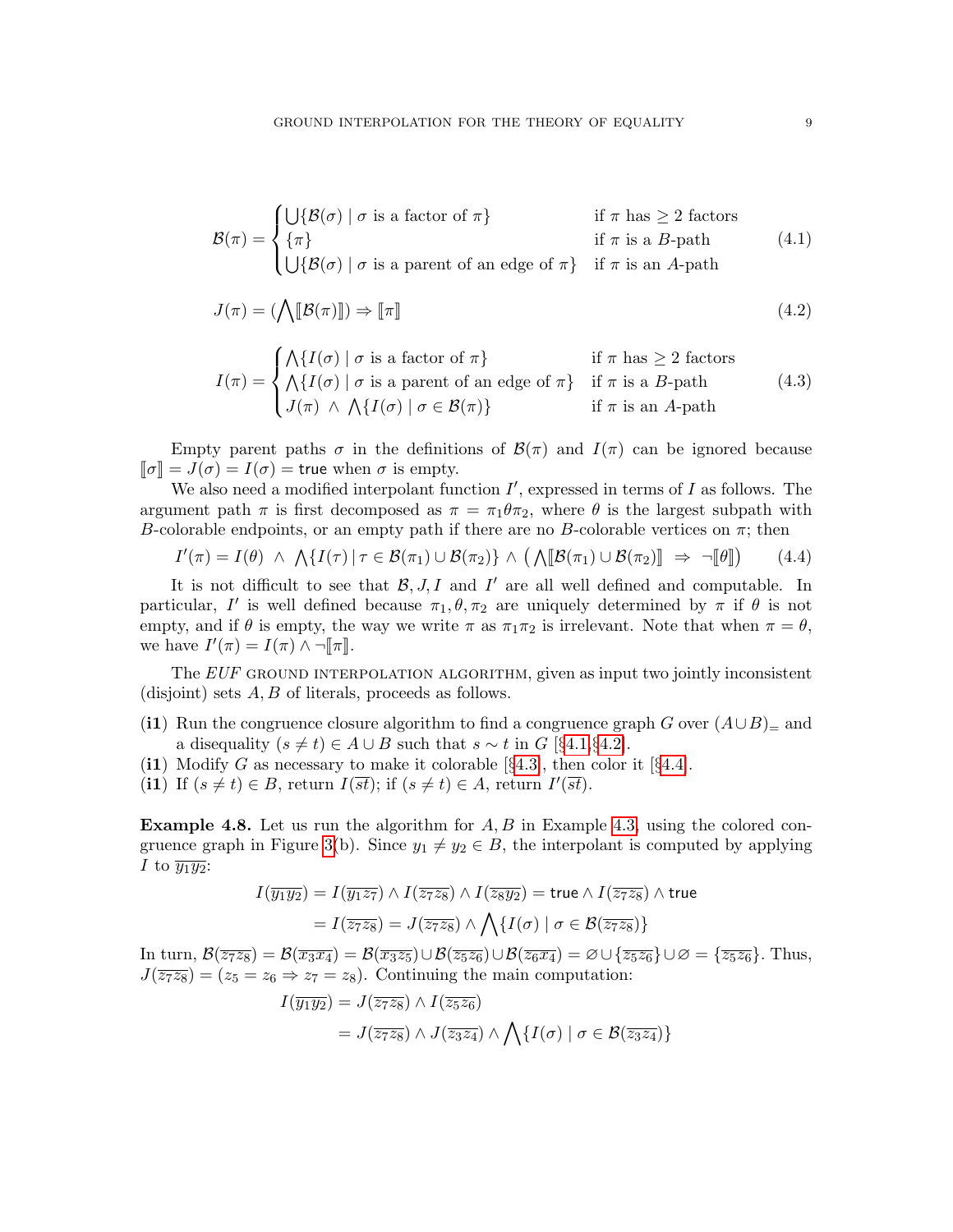$$\mathcal{B}(\pi) = \begin{cases} \bigcup\{\mathcal{B}(\sigma) \mid \sigma \text{ is a factor of } \pi\} & \text{if } \pi \text{ has} \geq 2 \text{ factors} \\ \{\pi\} & \text{if } \pi \text{ is a } B\text{-path} \\ \bigcup\{\mathcal{B}(\sigma) \mid \sigma \text{ is a parent of an edge of } \pi\} & \text{if } \pi \text{ is an } A\text{-path} \end{cases} \tag{4.1}$$

$$J(\pi) = (\bigwedge [\![\mathcal{B}(\pi)]\!]) \Rightarrow [\![\pi]\!] \tag{4.2}$$

$$I(\pi) = \begin{cases} \bigwedge\{I(\sigma) \mid \sigma \text{ is a factor of } \pi\} & \text{if } \pi \text{ has} \geq 2 \text{ factors} \\ \bigwedge\{I(\sigma) \mid \sigma \text{ is a parent of an edge of } \pi\} & \text{if } \pi \text{ is a } B\text{-path} \\ J(\pi) \ \wedge \ \bigwedge\{I(\sigma) \mid \sigma \in \mathcal{B}(\pi)\} & \text{if } \pi \text{ is an } A\text{-path} \end{cases} \tag{4.3}$$

Empty parent paths $\sigma$ in the definitions of $\mathcal{B}(\pi)$ and $I(\pi)$ can be ignored because $[\![\sigma]\!] = J(\sigma) = I(\sigma) = \mathsf{true}$ when $\sigma$ is empty.

We also need a modified interpolant function $I'$, expressed in terms of $I$ as follows. The argument path $\pi$ is first decomposed as $\pi = \pi_1\theta\pi_2$, where $\theta$ is the largest subpath with $B$-colorable endpoints, or an empty path if there are no $B$-colorable vertices on $\pi$; then

$$I'(\pi) = I(\theta) \ \wedge \ \bigwedge\{I(\tau) \,|\, \tau \in \mathcal{B}(\pi_1) \cup \mathcal{B}(\pi_2)\} \wedge \big(\bigwedge [\![\mathcal{B}(\pi_1) \cup \mathcal{B}(\pi_2)]\!] \ \Rightarrow \ \neg[\![\theta]\!]\big) \tag{4.4}$$

It is not difficult to see that $\mathcal{B}, J, I$ and $I'$ are all well defined and computable. In particular, $I'$ is well defined because $\pi_1, \theta, \pi_2$ are uniquely determined by $\pi$ if $\theta$ is not empty, and if $\theta$ is empty, the way we write $\pi$ as $\pi_1\pi_2$ is irrelevant. Note that when $\pi = \theta$, we have $I'(\pi) = I(\pi) \wedge \neg[\![\pi]\!]$.

The *EUF* ground interpolation algorithm, given as input two jointly inconsistent (disjoint) sets $A, B$ of literals, proceeds as follows.

**(i1)** Run the congruence closure algorithm to find a congruence graph $G$ over $(A \cup B)_=$ and a disequality $(s \neq t) \in A \cup B$ such that $s \sim t$ in $G$ [§4.1,§4.2].

**(i1)** Modify $G$ as necessary to make it colorable [§4.3], then color it [§4.4].

**(i1)** If $(s \neq t) \in B$, return $I(\overline{st})$; if $(s \neq t) \in A$, return $I'(\overline{st})$.

**Example 4.8.** Let us run the algorithm for $A, B$ in Example 4.3, using the colored congruence graph in Figure 3(b). Since $y_1 \neq y_2 \in B$, the interpolant is computed by applying $I$ to $\overline{y_1y_2}$:

$$\begin{aligned} I(\overline{y_1y_2}) &= I(\overline{y_1z_7}) \wedge I(\overline{z_7z_8}) \wedge I(\overline{z_8y_2}) = \mathsf{true} \wedge I(\overline{z_7z_8}) \wedge \mathsf{true} \\ &= I(\overline{z_7z_8}) = J(\overline{z_7z_8}) \wedge \bigwedge\{I(\sigma) \mid \sigma \in \mathcal{B}(\overline{z_7z_8})\} \end{aligned}$$

In turn, $\mathcal{B}(\overline{z_7z_8}) = \mathcal{B}(\overline{x_3x_4}) = \mathcal{B}(\overline{x_3z_5}) \cup \mathcal{B}(\overline{z_5z_6}) \cup \mathcal{B}(\overline{z_6x_4}) = \varnothing \cup \{\overline{z_5z_6}\} \cup \varnothing = \{\overline{z_5z_6}\}$. Thus, $J(\overline{z_7z_8}) = (z_5 = z_6 \Rightarrow z_7 = z_8)$. Continuing the main computation:

$$\begin{aligned} I(\overline{y_1y_2}) &= J(\overline{z_7z_8}) \wedge I(\overline{z_5z_6}) \\ &= J(\overline{z_7z_8}) \wedge J(\overline{z_3z_4}) \wedge \bigwedge\{I(\sigma) \mid \sigma \in \mathcal{B}(\overline{z_3z_4})\} \end{aligned}$$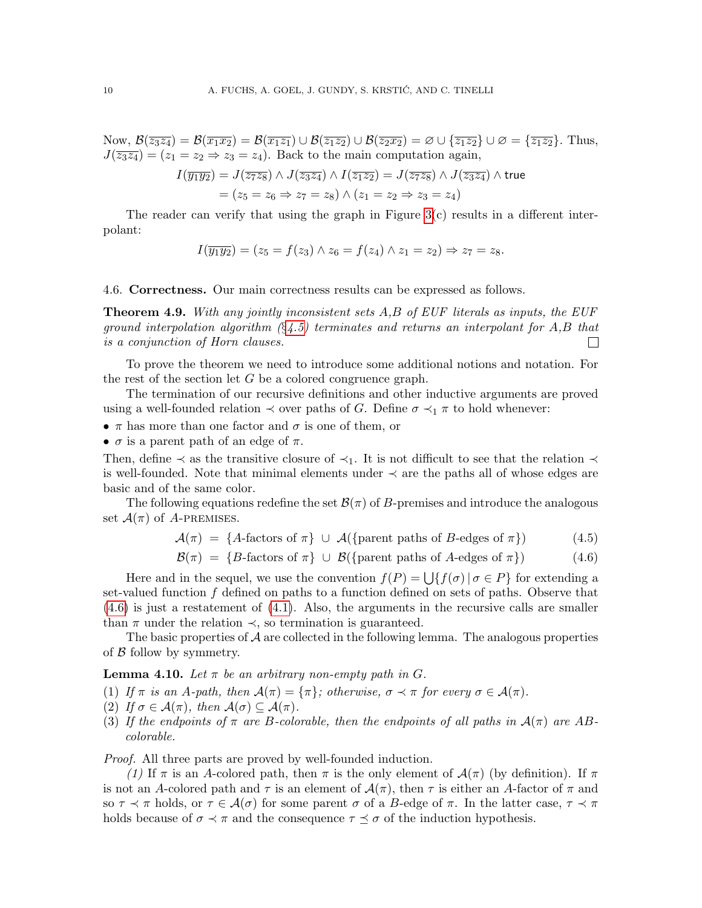Now, $\mathcal{B}(\overline{z_3z_4}) = \mathcal{B}(\overline{x_1x_2}) = \mathcal{B}(\overline{x_1z_1}) \cup \mathcal{B}(\overline{z_1z_2}) \cup \mathcal{B}(\overline{z_2x_2}) = \varnothing \cup \{\overline{z_1z_2}\} \cup \varnothing = \{\overline{z_1z_2}\}$. Thus, $J(\overline{z_3z_4}) = (z_1 = z_2 \Rightarrow z_3 = z_4)$. Back to the main computation again,

$$I(\overline{y_1y_2}) = J(\overline{z_7z_8}) \wedge J(\overline{z_3z_4}) \wedge I(\overline{z_1z_2}) = J(\overline{z_7z_8}) \wedge J(\overline{z_3z_4}) \wedge \mathsf{true}$$
$$= (z_5 = z_6 \Rightarrow z_7 = z_8) \wedge (z_1 = z_2 \Rightarrow z_3 = z_4)$$

The reader can verify that using the graph in Figure 3(c) results in a different interpolant:

$$I(\overline{y_1y_2}) = (z_5 = f(z_3) \wedge z_6 = f(z_4) \wedge z_1 = z_2) \Rightarrow z_7 = z_8.$$

### 4.6. Correctness.

Our main correctness results can be expressed as follows.

**Theorem 4.9.** *With any jointly inconsistent sets A,B of EUF literals as inputs, the EUF ground interpolation algorithm (§4.5) terminates and returns an interpolant for A,B that is a conjunction of Horn clauses.* □

To prove the theorem we need to introduce some additional notions and notation. For the rest of the section let $G$ be a colored congruence graph.

The termination of our recursive definitions and other inductive arguments are proved using a well-founded relation $\prec$ over paths of $G$. Define $\sigma \prec_1 \pi$ to hold whenever:

- $\pi$ has more than one factor and $\sigma$ is one of them, or
- $\sigma$ is a parent path of an edge of $\pi$.

Then, define $\prec$ as the transitive closure of $\prec_1$. It is not difficult to see that the relation $\prec$ is well-founded. Note that minimal elements under $\prec$ are the paths all of whose edges are basic and of the same color.

The following equations redefine the set $\mathcal{B}(\pi)$ of $B$-premises and introduce the analogous set $\mathcal{A}(\pi)$ of $A$-PREMISES.

$$\mathcal{A}(\pi) \;=\; \{A\text{-factors of } \pi\} \;\cup\; \mathcal{A}(\{\text{parent paths of } B\text{-edges of } \pi\}) \qquad (4.5)$$
$$\mathcal{B}(\pi) \;=\; \{B\text{-factors of } \pi\} \;\cup\; \mathcal{B}(\{\text{parent paths of } A\text{-edges of } \pi\}) \qquad (4.6)$$

Here and in the sequel, we use the convention $f(P) = \bigcup\{f(\sigma) \mid \sigma \in P\}$ for extending a set-valued function $f$ defined on paths to a function defined on sets of paths. Observe that (4.6) is just a restatement of (4.1). Also, the arguments in the recursive calls are smaller than $\pi$ under the relation $\prec$, so termination is guaranteed.

The basic properties of $\mathcal{A}$ are collected in the following lemma. The analogous properties of $\mathcal{B}$ follow by symmetry.

**Lemma 4.10.** *Let $\pi$ be an arbitrary non-empty path in $G$.*

1. *If $\pi$ is an $A$-path, then $\mathcal{A}(\pi) = \{\pi\}$; otherwise, $\sigma \prec \pi$ for every $\sigma \in \mathcal{A}(\pi)$.*
2. *If $\sigma \in \mathcal{A}(\pi)$, then $\mathcal{A}(\sigma) \subseteq \mathcal{A}(\pi)$.*
3. *If the endpoints of $\pi$ are $B$-colorable, then the endpoints of all paths in $\mathcal{A}(\pi)$ are $AB$-colorable.*

*Proof.* All three parts are proved by well-founded induction.

*(1)* If $\pi$ is an $A$-colored path, then $\pi$ is the only element of $\mathcal{A}(\pi)$ (by definition). If $\pi$ is not an $A$-colored path and $\tau$ is an element of $\mathcal{A}(\pi)$, then $\tau$ is either an $A$-factor of $\pi$ and so $\tau \prec \pi$ holds, or $\tau \in \mathcal{A}(\sigma)$ for some parent $\sigma$ of a $B$-edge of $\pi$. In the latter case, $\tau \prec \pi$ holds because of $\sigma \prec \pi$ and the consequence $\tau \preceq \sigma$ of the induction hypothesis.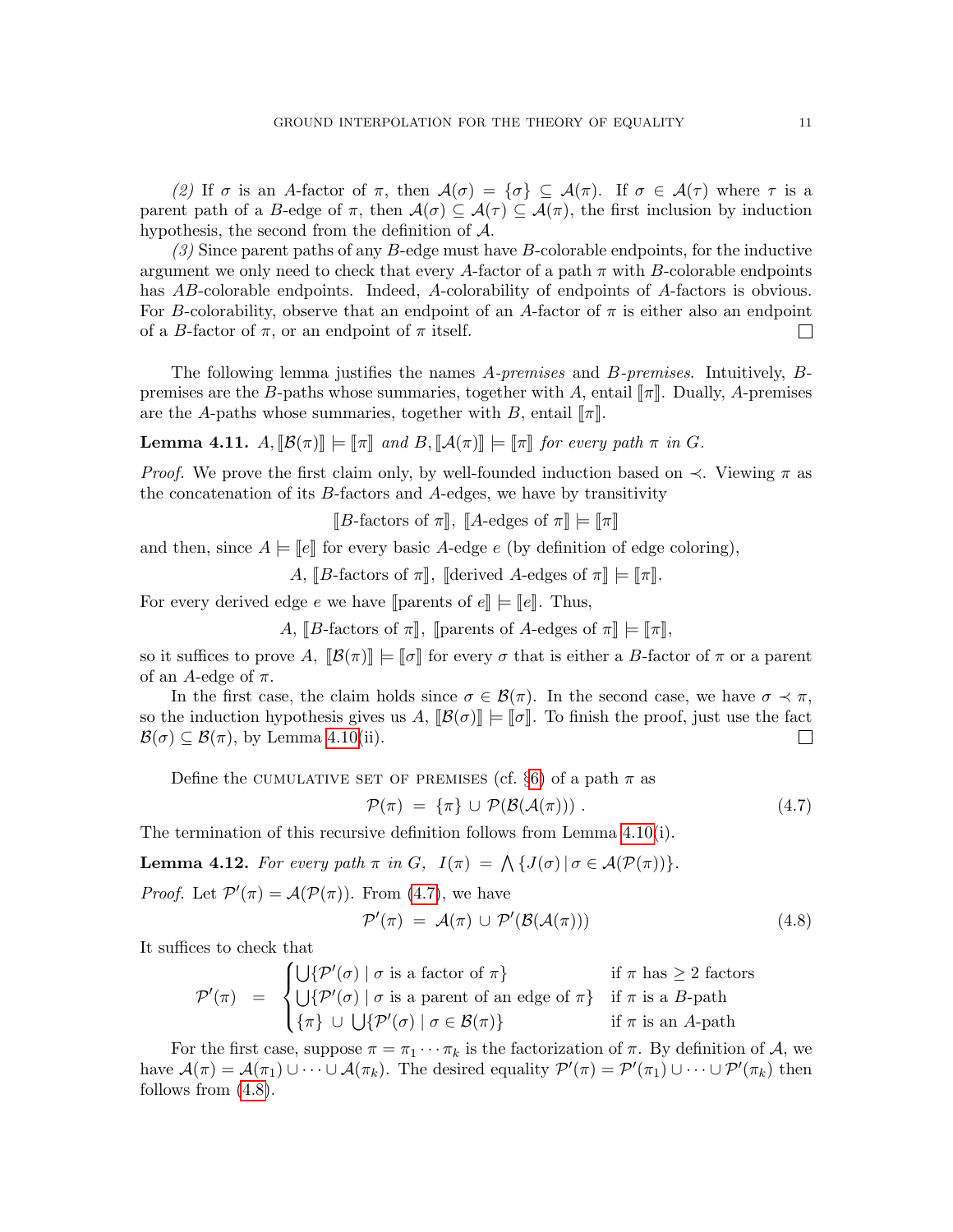*(2)* If $\sigma$ is an $A$-factor of $\pi$, then $\mathcal{A}(\sigma) = \{\sigma\} \subseteq \mathcal{A}(\pi)$. If $\sigma \in \mathcal{A}(\tau)$ where $\tau$ is a parent path of a $B$-edge of $\pi$, then $\mathcal{A}(\sigma) \subseteq \mathcal{A}(\tau) \subseteq \mathcal{A}(\pi)$, the first inclusion by induction hypothesis, the second from the definition of $\mathcal{A}$.

*(3)* Since parent paths of any $B$-edge must have $B$-colorable endpoints, for the inductive argument we only need to check that every $A$-factor of a path $\pi$ with $B$-colorable endpoints has $AB$-colorable endpoints. Indeed, $A$-colorability of endpoints of $A$-factors is obvious. For $B$-colorability, observe that an endpoint of an $A$-factor of $\pi$ is either also an endpoint of a $B$-factor of $\pi$, or an endpoint of $\pi$ itself. □

The following lemma justifies the names *A-premises* and *B-premises*. Intuitively, $B$-premises are the $B$-paths whose summaries, together with $A$, entail $[\![\pi]\!]$. Dually, $A$-premises are the $A$-paths whose summaries, together with $B$, entail $[\![\pi]\!]$.

**Lemma 4.11.** *$A, [\![\mathcal{B}(\pi)]\!] \models [\![\pi]\!]$ and $B, [\![\mathcal{A}(\pi)]\!] \models [\![\pi]\!]$ for every path $\pi$ in $G$.*

*Proof.* We prove the first claim only, by well-founded induction based on $\prec$. Viewing $\pi$ as the concatenation of its $B$-factors and $A$-edges, we have by transitivity

$$[\![B\text{-factors of } \pi]\!],\ [\![A\text{-edges of } \pi]\!] \models [\![\pi]\!]$$

and then, since $A \models [\![e]\!]$ for every basic $A$-edge $e$ (by definition of edge coloring),

$$A,\ [\![B\text{-factors of } \pi]\!],\ [\![\text{derived } A\text{-edges of } \pi]\!] \models [\![\pi]\!].$$

For every derived edge $e$ we have $[\![\text{parents of } e]\!] \models [\![e]\!]$. Thus,

$$A,\ [\![B\text{-factors of } \pi]\!],\ [\![\text{parents of } A\text{-edges of } \pi]\!] \models [\![\pi]\!],$$

so it suffices to prove $A,\ [\![\mathcal{B}(\pi)]\!] \models [\![\sigma]\!]$ for every $\sigma$ that is either a $B$-factor of $\pi$ or a parent of an $A$-edge of $\pi$.

In the first case, the claim holds since $\sigma \in \mathcal{B}(\pi)$. In the second case, we have $\sigma \prec \pi$, so the induction hypothesis gives us $A,\ [\![\mathcal{B}(\sigma)]\!] \models [\![\sigma]\!]$. To finish the proof, just use the fact $\mathcal{B}(\sigma) \subseteq \mathcal{B}(\pi)$, by Lemma 4.10(ii). □

Define the CUMULATIVE SET OF PREMISES (cf. §6) of a path $\pi$ as

$$\mathcal{P}(\pi)\ =\ \{\pi\} \cup \mathcal{P}(\mathcal{B}(\mathcal{A}(\pi)))\ . \tag{4.7}$$

The termination of this recursive definition follows from Lemma 4.10(i).

**Lemma 4.12.** *For every path $\pi$ in $G$, $I(\pi)\ =\ \bigwedge \{J(\sigma) \mid \sigma \in \mathcal{A}(\mathcal{P}(\pi))\}$.*

*Proof.* Let $\mathcal{P}'(\pi) = \mathcal{A}(\mathcal{P}(\pi))$. From (4.7), we have

$$\mathcal{P}'(\pi)\ =\ \mathcal{A}(\pi) \cup \mathcal{P}'(\mathcal{B}(\mathcal{A}(\pi))) \tag{4.8}$$

It suffices to check that

$$\mathcal{P}'(\pi)\ =\ \begin{cases} \bigcup\{\mathcal{P}'(\sigma) \mid \sigma \text{ is a factor of } \pi\} & \text{if } \pi \text{ has} \geq 2 \text{ factors} \\ \bigcup\{\mathcal{P}'(\sigma) \mid \sigma \text{ is a parent of an edge of } \pi\} & \text{if } \pi \text{ is a } B\text{-path} \\ \{\pi\}\ \cup\ \bigcup\{\mathcal{P}'(\sigma) \mid \sigma \in \mathcal{B}(\pi)\} & \text{if } \pi \text{ is an } A\text{-path} \end{cases}$$

For the first case, suppose $\pi = \pi_1 \cdots \pi_k$ is the factorization of $\pi$. By definition of $\mathcal{A}$, we have $\mathcal{A}(\pi) = \mathcal{A}(\pi_1) \cup \cdots \cup \mathcal{A}(\pi_k)$. The desired equality $\mathcal{P}'(\pi) = \mathcal{P}'(\pi_1) \cup \cdots \cup \mathcal{P}'(\pi_k)$ then follows from (4.8).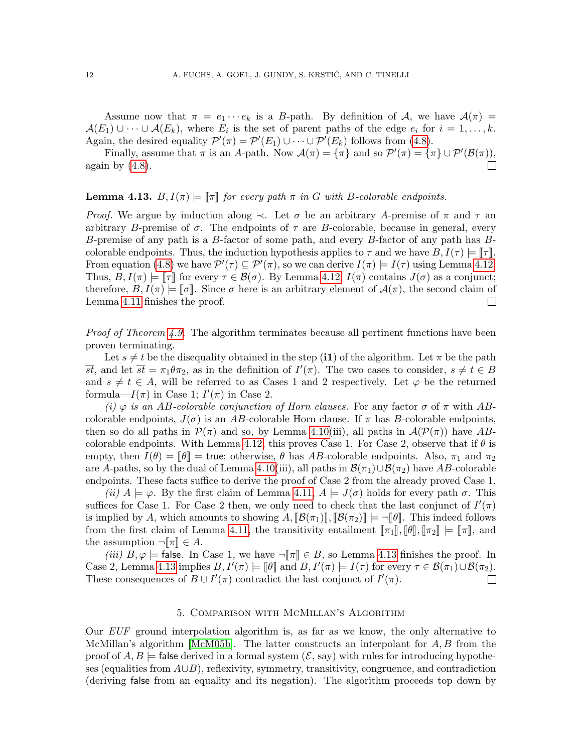Assume now that $\pi = e_1 \cdots e_k$ is a $B$-path. By definition of $\mathcal{A}$, we have $\mathcal{A}(\pi) = \mathcal{A}(E_1) \cup \cdots \cup \mathcal{A}(E_k)$, where $E_i$ is the set of parent paths of the edge $e_i$ for $i = 1, \ldots, k$. Again, the desired equality $\mathcal{P}'(\pi) = \mathcal{P}'(E_1) \cup \cdots \cup \mathcal{P}'(E_k)$ follows from (4.8).

Finally, assume that $\pi$ is an $A$-path. Now $\mathcal{A}(\pi) = \{\pi\}$ and so $\mathcal{P}'(\pi) = \{\pi\} \cup \mathcal{P}'(\mathcal{B}(\pi))$, again by (4.8). □

**Lemma 4.13.** *$B, I(\pi) \models [\![\pi]\!]$ for every path $\pi$ in $G$ with $B$-colorable endpoints.*

*Proof.* We argue by induction along $\prec$. Let $\sigma$ be an arbitrary $A$-premise of $\pi$ and $\tau$ an arbitrary $B$-premise of $\sigma$. The endpoints of $\tau$ are $B$-colorable, because in general, every $B$-premise of any path is a $B$-factor of some path, and every $B$-factor of any path has $B$-colorable endpoints. Thus, the induction hypothesis applies to $\tau$ and we have $B, I(\tau) \models [\![\tau]\!]$. From equation (4.8) we have $\mathcal{P}'(\tau) \subseteq \mathcal{P}'(\pi)$, so we can derive $I(\pi) \models I(\tau)$ using Lemma 4.12. Thus, $B, I(\pi) \models [\![\tau]\!]$ for every $\tau \in \mathcal{B}(\sigma)$. By Lemma 4.12, $I(\pi)$ contains $J(\sigma)$ as a conjunct; therefore, $B, I(\pi) \models [\![\sigma]\!]$. Since $\sigma$ here is an arbitrary element of $\mathcal{A}(\pi)$, the second claim of Lemma 4.11 finishes the proof. □

*Proof of Theorem 4.9.* The algorithm terminates because all pertinent functions have been proven terminating.

Let $s \neq t$ be the disequality obtained in the step (**i1**) of the algorithm. Let $\pi$ be the path $\overline{st}$, and let $\overline{st} = \pi_1\theta\pi_2$, as in the definition of $I'(\pi)$. The two cases to consider, $s \neq t \in B$ and $s \neq t \in A$, will be referred to as Cases 1 and 2 respectively. Let $\varphi$ be the returned formula—$I(\pi)$ in Case 1; $I'(\pi)$ in Case 2.

*(i) $\varphi$ is an $AB$-colorable conjunction of Horn clauses.* For any factor $\sigma$ of $\pi$ with $AB$-colorable endpoints, $J(\sigma)$ is an $AB$-colorable Horn clause. If $\pi$ has $B$-colorable endpoints, then so do all paths in $\mathcal{P}(\pi)$ and so, by Lemma 4.10(iii), all paths in $\mathcal{A}(\mathcal{P}(\pi))$ have $AB$-colorable endpoints. With Lemma 4.12, this proves Case 1. For Case 2, observe that if $\theta$ is empty, then $I(\theta) = [\![\theta]\!] = \mathsf{true}$; otherwise, $\theta$ has $AB$-colorable endpoints. Also, $\pi_1$ and $\pi_2$ are $A$-paths, so by the dual of Lemma 4.10(iii), all paths in $\mathcal{B}(\pi_1) \cup \mathcal{B}(\pi_2)$ have $AB$-colorable endpoints. These facts suffice to derive the proof of Case 2 from the already proved Case 1.

*(ii) $A \models \varphi$.* By the first claim of Lemma 4.11, $A \models J(\sigma)$ holds for every path $\sigma$. This suffices for Case 1. For Case 2 then, we only need to check that the last conjunct of $I'(\pi)$ is implied by $A$, which amounts to showing $A, [\![\mathcal{B}(\pi_1)]\!], [\![\mathcal{B}(\pi_2)]\!] \models \neg[\![\theta]\!]$. This indeed follows from the first claim of Lemma 4.11, the transitivity entailment $[\![\pi_1]\!], [\![\theta]\!], [\![\pi_2]\!] \models [\![\pi]\!]$, and the assumption $\neg[\![\pi]\!] \in A$.

*(iii) $B, \varphi \models \mathsf{false}$.* In Case 1, we have $\neg[\![\pi]\!] \in B$, so Lemma 4.13 finishes the proof. In Case 2, Lemma 4.13 implies $B, I'(\pi) \models [\![\theta]\!]$ and $B, I'(\pi) \models I(\tau)$ for every $\tau \in \mathcal{B}(\pi_1) \cup \mathcal{B}(\pi_2)$. These consequences of $B \cup I'(\pi)$ contradict the last conjunct of $I'(\pi)$. □

## 5. Comparison with McMillan's Algorithm

Our *EUF* ground interpolation algorithm is, as far as we know, the only alternative to McMillan's algorithm [McM05b]. The latter constructs an interpolant for $A, B$ from the proof of $A, B \models \mathsf{false}$ derived in a formal system ($\mathcal{E}$, say) with rules for introducing hypotheses (equalities from $A \cup B$), reflexivity, symmetry, transitivity, congruence, and contradiction (deriving $\mathsf{false}$ from an equality and its negation). The algorithm proceeds top down by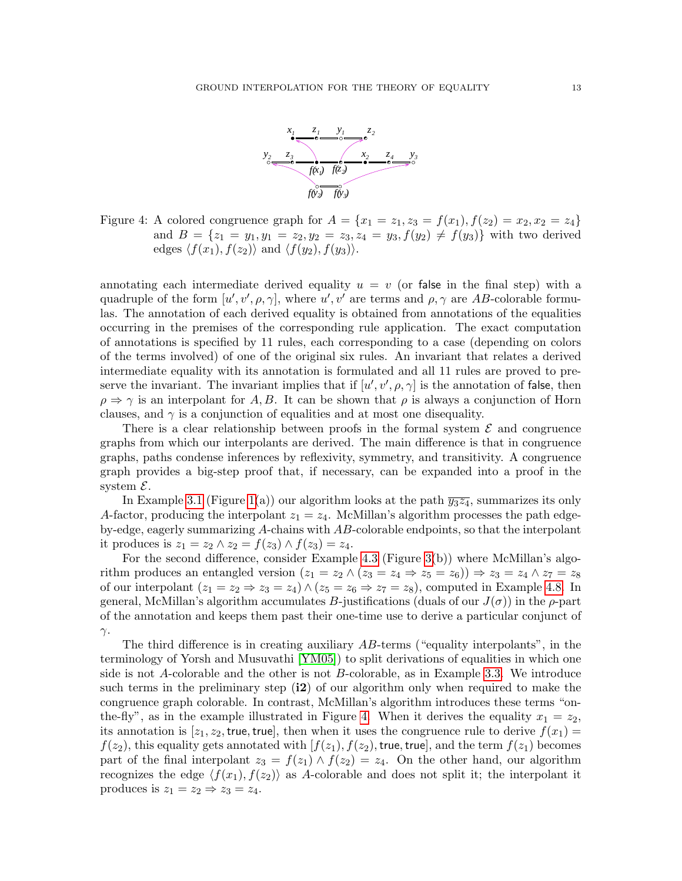Figure 4: A colored congruence graph for $A = \{x_1 = z_1, z_3 = f(x_1), f(z_2) = x_2, x_2 = z_4\}$ and $B = \{z_1 = y_1, y_1 = z_2, y_2 = z_3, z_4 = y_3, f(y_2) \neq f(y_3)\}$ with two derived edges $\langle f(x_1), f(z_2)\rangle$ and $\langle f(y_2), f(y_3)\rangle$.

annotating each intermediate derived equality $u = v$ (or false in the final step) with a quadruple of the form $[u', v', \rho, \gamma]$, where $u', v'$ are terms and $\rho, \gamma$ are $AB$-colorable formulas. The annotation of each derived equality is obtained from annotations of the equalities occurring in the premises of the corresponding rule application. The exact computation of annotations is specified by 11 rules, each corresponding to a case (depending on colors of the terms involved) of one of the original six rules. An invariant that relates a derived intermediate equality with its annotation is formulated and all 11 rules are proved to preserve the invariant. The invariant implies that if $[u', v', \rho, \gamma]$ is the annotation of false, then $\rho \Rightarrow \gamma$ is an interpolant for $A, B$. It can be shown that $\rho$ is always a conjunction of Horn clauses, and $\gamma$ is a conjunction of equalities and at most one disequality.

There is a clear relationship between proofs in the formal system $\mathcal{E}$ and congruence graphs from which our interpolants are derived. The main difference is that in congruence graphs, paths condense inferences by reflexivity, symmetry, and transitivity. A congruence graph provides a big-step proof that, if necessary, can be expanded into a proof in the system $\mathcal{E}$.

In Example 3.1 (Figure 1(a)) our algorithm looks at the path $\overline{y_3 z_4}$, summarizes its only $A$-factor, producing the interpolant $z_1 = z_4$. McMillan's algorithm processes the path edge-by-edge, eagerly summarizing $A$-chains with $AB$-colorable endpoints, so that the interpolant it produces is $z_1 = z_2 \wedge z_2 = f(z_3) \wedge f(z_3) = z_4$.

For the second difference, consider Example 4.3 (Figure 3(b)) where McMillan's algorithm produces an entangled version $(z_1 = z_2 \wedge (z_3 = z_4 \Rightarrow z_5 = z_6)) \Rightarrow z_3 = z_4 \wedge z_7 = z_8$ of our interpolant $(z_1 = z_2 \Rightarrow z_3 = z_4) \wedge (z_5 = z_6 \Rightarrow z_7 = z_8)$, computed in Example 4.8. In general, McMillan's algorithm accumulates $B$-justifications (duals of our $J(\sigma)$) in the $\rho$-part of the annotation and keeps them past their one-time use to derive a particular conjunct of $\gamma$.

The third difference is in creating auxiliary $AB$-terms ("equality interpolants", in the terminology of Yorsh and Musuvathi [YM05]) to split derivations of equalities in which one side is not $A$-colorable and the other is not $B$-colorable, as in Example 3.3. We introduce such terms in the preliminary step (**i2**) of our algorithm only when required to make the congruence graph colorable. In contrast, McMillan's algorithm introduces these terms "on-the-fly", as in the example illustrated in Figure 4. When it derives the equality $x_1 = z_2$, its annotation is $[z_1, z_2, \mathsf{true}, \mathsf{true}]$, then when it uses the congruence rule to derive $f(x_1) = f(z_2)$, this equality gets annotated with $[f(z_1), f(z_2), \mathsf{true}, \mathsf{true}]$, and the term $f(z_1)$ becomes part of the final interpolant $z_3 = f(z_1) \wedge f(z_2) = z_4$. On the other hand, our algorithm recognizes the edge $\langle f(x_1), f(z_2)\rangle$ as $A$-colorable and does not split it; the interpolant it produces is $z_1 = z_2 \Rightarrow z_3 = z_4$.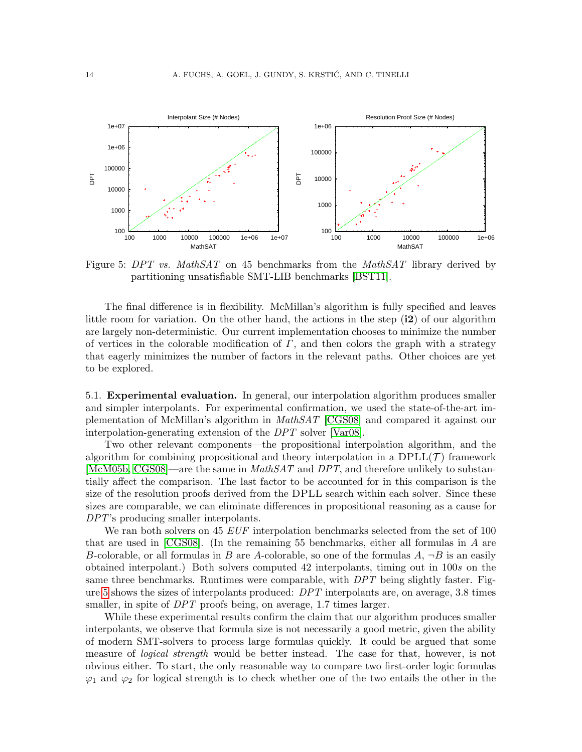Figure 5: *DPT vs. MathSAT* on 45 benchmarks from the *MathSAT* library derived by partitioning unsatisfiable SMT-LIB benchmarks [BST11].

The final difference is in flexibility. McMillan's algorithm is fully specified and leaves little room for variation. On the other hand, the actions in the step (**i2**) of our algorithm are largely non-deterministic. Our current implementation chooses to minimize the number of vertices in the colorable modification of $\Gamma$, and then colors the graph with a strategy that eagerly minimizes the number of factors in the relevant paths. Other choices are yet to be explored.

5.1. **Experimental evaluation.** In general, our interpolation algorithm produces smaller and simpler interpolants. For experimental confirmation, we used the state-of-the-art implementation of McMillan's algorithm in *MathSAT* [CGS08] and compared it against our interpolation-generating extension of the *DPT* solver [Var08].

Two other relevant components—the propositional interpolation algorithm, and the algorithm for combining propositional and theory interpolation in a DPLL($\mathcal{T}$) framework [McM05b, CGS08]—are the same in *MathSAT* and *DPT*, and therefore unlikely to substantially affect the comparison. The last factor to be accounted for in this comparison is the size of the resolution proofs derived from the DPLL search within each solver. Since these sizes are comparable, we can eliminate differences in propositional reasoning as a cause for *DPT*'s producing smaller interpolants.

We ran both solvers on 45 *EUF* interpolation benchmarks selected from the set of 100 that are used in [CGS08]. (In the remaining 55 benchmarks, either all formulas in $A$ are $B$-colorable, or all formulas in $B$ are $A$-colorable, so one of the formulas $A$, $\neg B$ is an easily obtained interpolant.) Both solvers computed 42 interpolants, timing out in $100s$ on the same three benchmarks. Runtimes were comparable, with *DPT* being slightly faster. Figure 5 shows the sizes of interpolants produced: *DPT* interpolants are, on average, 3.8 times smaller, in spite of *DPT* proofs being, on average, 1.7 times larger.

While these experimental results confirm the claim that our algorithm produces smaller interpolants, we observe that formula size is not necessarily a good metric, given the ability of modern SMT-solvers to process large formulas quickly. It could be argued that some measure of *logical strength* would be better instead. The case for that, however, is not obvious either. To start, the only reasonable way to compare two first-order logic formulas $\varphi_1$ and $\varphi_2$ for logical strength is to check whether one of the two entails the other in the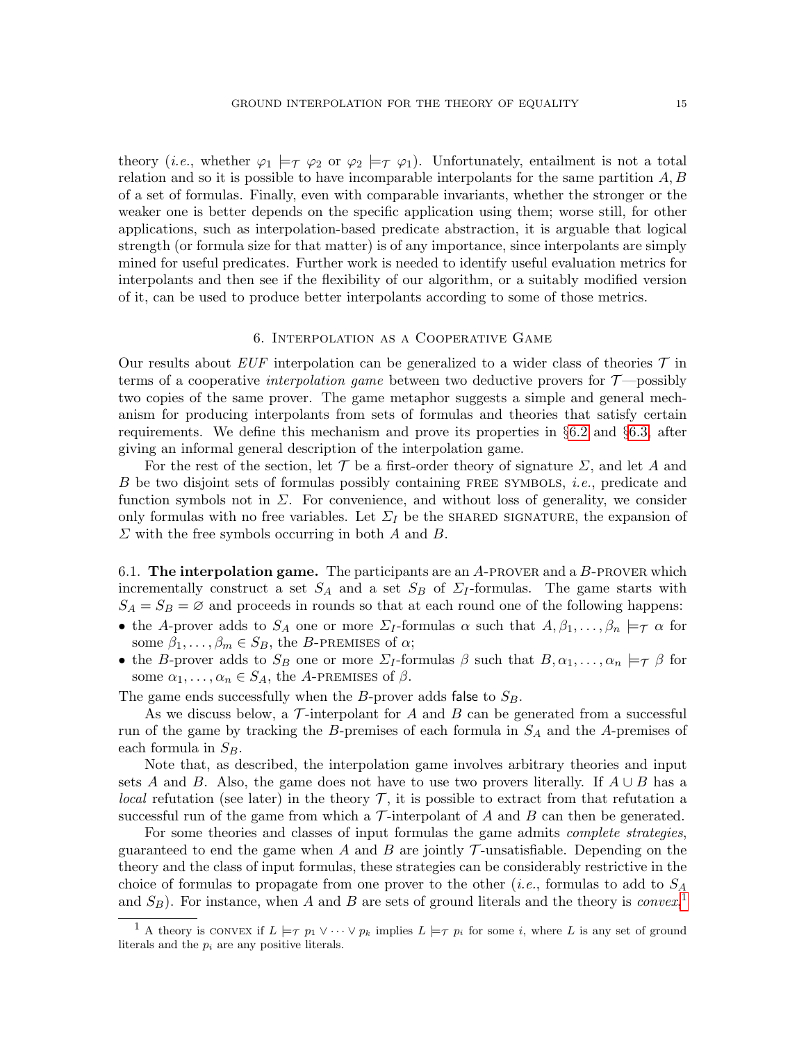theory (*i.e.*, whether $\varphi_1 \models_{\mathcal{T}} \varphi_2$ or $\varphi_2 \models_{\mathcal{T}} \varphi_1$). Unfortunately, entailment is not a total relation and so it is possible to have incomparable interpolants for the same partition $A, B$ of a set of formulas. Finally, even with comparable invariants, whether the stronger or the weaker one is better depends on the specific application using them; worse still, for other applications, such as interpolation-based predicate abstraction, it is arguable that logical strength (or formula size for that matter) is of any importance, since interpolants are simply mined for useful predicates. Further work is needed to identify useful evaluation metrics for interpolants and then see if the flexibility of our algorithm, or a suitably modified version of it, can be used to produce better interpolants according to some of those metrics.

## 6. Interpolation as a Cooperative Game

Our results about *EUF* interpolation can be generalized to a wider class of theories $\mathcal{T}$ in terms of a cooperative *interpolation game* between two deductive provers for $\mathcal{T}$—possibly two copies of the same prover. The game metaphor suggests a simple and general mechanism for producing interpolants from sets of formulas and theories that satisfy certain requirements. We define this mechanism and prove its properties in §6.2 and §6.3, after giving an informal general description of the interpolation game.

For the rest of the section, let $\mathcal{T}$ be a first-order theory of signature $\Sigma$, and let $A$ and $B$ be two disjoint sets of formulas possibly containing FREE SYMBOLS, *i.e.*, predicate and function symbols not in $\Sigma$. For convenience, and without loss of generality, we consider only formulas with no free variables. Let $\Sigma_I$ be the SHARED SIGNATURE, the expansion of $\Sigma$ with the free symbols occurring in both $A$ and $B$.

### 6.1. The interpolation game.

The participants are an $A$-PROVER and a $B$-PROVER which incrementally construct a set $S_A$ and a set $S_B$ of $\Sigma_I$-formulas. The game starts with $S_A = S_B = \varnothing$ and proceeds in rounds so that at each round one of the following happens:

- the $A$-prover adds to $S_A$ one or more $\Sigma_I$-formulas $\alpha$ such that $A, \beta_1, \ldots, \beta_n \models_{\mathcal{T}} \alpha$ for some $\beta_1, \ldots, \beta_m \in S_B$, the $B$-PREMISES of $\alpha$;
- the $B$-prover adds to $S_B$ one or more $\Sigma_I$-formulas $\beta$ such that $B, \alpha_1, \ldots, \alpha_n \models_{\mathcal{T}} \beta$ for some $\alpha_1, \ldots, \alpha_n \in S_A$, the $A$-PREMISES of $\beta$.

The game ends successfully when the $B$-prover adds $\mathsf{false}$ to $S_B$.

As we discuss below, a $\mathcal{T}$-interpolant for $A$ and $B$ can be generated from a successful run of the game by tracking the $B$-premises of each formula in $S_A$ and the $A$-premises of each formula in $S_B$.

Note that, as described, the interpolation game involves arbitrary theories and input sets $A$ and $B$. Also, the game does not have to use two provers literally. If $A \cup B$ has a *local* refutation (see later) in the theory $\mathcal{T}$, it is possible to extract from that refutation a successful run of the game from which a $\mathcal{T}$-interpolant of $A$ and $B$ can then be generated.

For some theories and classes of input formulas the game admits *complete strategies*, guaranteed to end the game when $A$ and $B$ are jointly $\mathcal{T}$-unsatisfiable. Depending on the theory and the class of input formulas, these strategies can be considerably restrictive in the choice of formulas to propagate from one prover to the other (*i.e.*, formulas to add to $S_A$ and $S_B$). For instance, when $A$ and $B$ are sets of ground literals and the theory is *convex*.[1]

[1] A theory is CONVEX if $L \models_{\mathcal{T}} p_1 \vee \cdots \vee p_k$ implies $L \models_{\mathcal{T}} p_i$ for some $i$, where $L$ is any set of ground literals and the $p_i$ are any positive literals.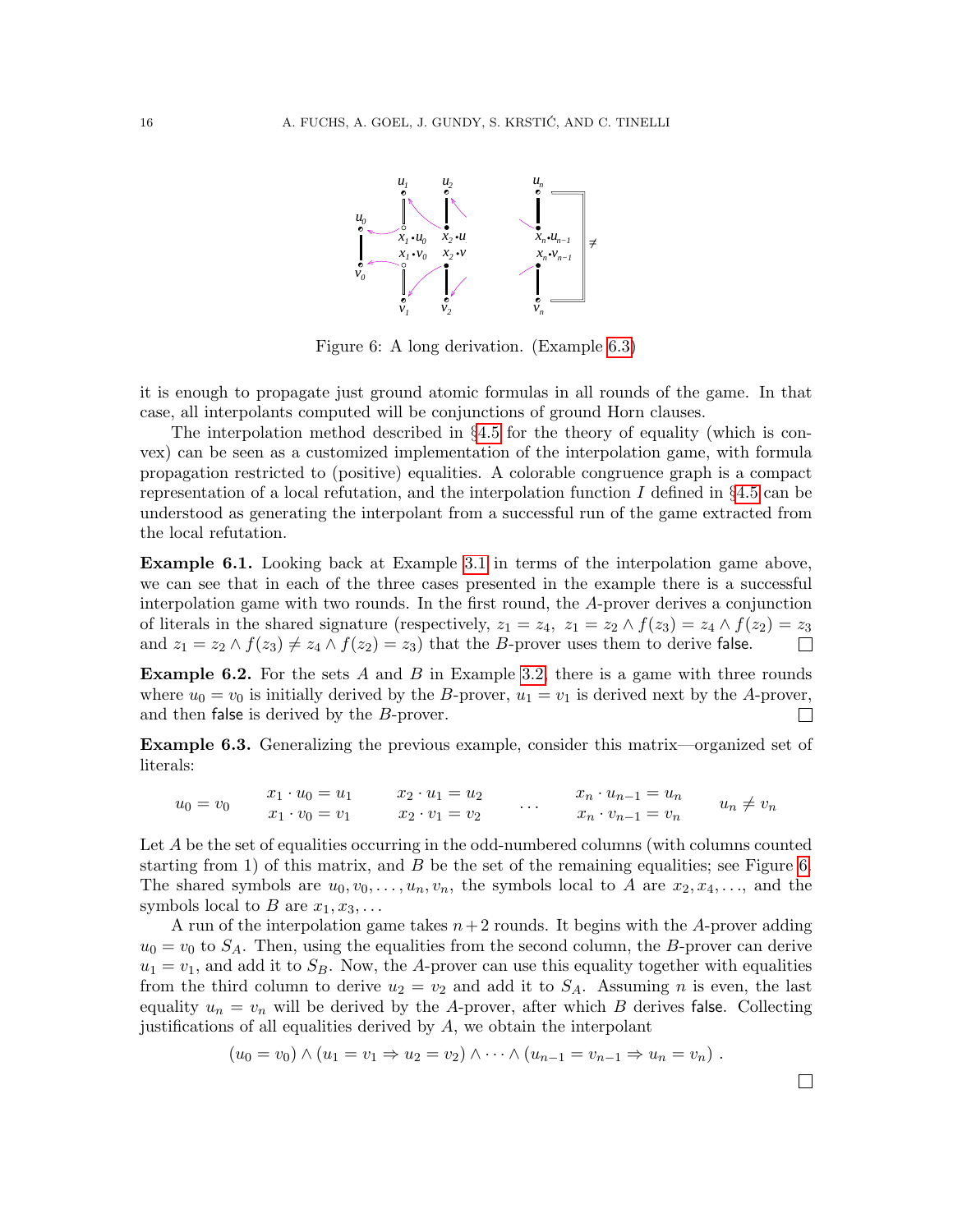Figure 6: A long derivation. (Example 6.3)

it is enough to propagate just ground atomic formulas in all rounds of the game. In that case, all interpolants computed will be conjunctions of ground Horn clauses.

The interpolation method described in §4.5 for the theory of equality (which is convex) can be seen as a customized implementation of the interpolation game, with formula propagation restricted to (positive) equalities. A colorable congruence graph is a compact representation of a local refutation, and the interpolation function $I$ defined in §4.5 can be understood as generating the interpolant from a successful run of the game extracted from the local refutation.

**Example 6.1.** Looking back at Example 3.1 in terms of the interpolation game above, we can see that in each of the three cases presented in the example there is a successful interpolation game with two rounds. In the first round, the $A$-prover derives a conjunction of literals in the shared signature (respectively, $z_1 = z_4$, $z_1 = z_2 \wedge f(z_3) = z_4 \wedge f(z_2) = z_3$ and $z_1 = z_2 \wedge f(z_3) \neq z_4 \wedge f(z_2) = z_3$) that the $B$-prover uses them to derive $\mathsf{false}$. □

**Example 6.2.** For the sets $A$ and $B$ in Example 3.2, there is a game with three rounds where $u_0 = v_0$ is initially derived by the $B$-prover, $u_1 = v_1$ is derived next by the $A$-prover, and then $\mathsf{false}$ is derived by the $B$-prover. □

**Example 6.3.** Generalizing the previous example, consider this matrix—organized set of literals:

$$u_0 = v_0 \qquad \begin{array}{c} x_1 \cdot u_0 = u_1 \\ x_1 \cdot v_0 = v_1 \end{array} \qquad \begin{array}{c} x_2 \cdot u_1 = u_2 \\ x_2 \cdot v_1 = v_2 \end{array} \qquad \cdots \qquad \begin{array}{c} x_n \cdot u_{n-1} = u_n \\ x_n \cdot v_{n-1} = v_n \end{array} \qquad u_n \neq v_n$$

Let $A$ be the set of equalities occurring in the odd-numbered columns (with columns counted starting from 1) of this matrix, and $B$ be the set of the remaining equalities; see Figure 6. The shared symbols are $u_0, v_0, \ldots, u_n, v_n$, the symbols local to $A$ are $x_2, x_4, \ldots$, and the symbols local to $B$ are $x_1, x_3, \ldots$

A run of the interpolation game takes $n+2$ rounds. It begins with the $A$-prover adding $u_0 = v_0$ to $S_A$. Then, using the equalities from the second column, the $B$-prover can derive $u_1 = v_1$, and add it to $S_B$. Now, the $A$-prover can use this equality together with equalities from the third column to derive $u_2 = v_2$ and add it to $S_A$. Assuming $n$ is even, the last equality $u_n = v_n$ will be derived by the $A$-prover, after which $B$ derives $\mathsf{false}$. Collecting justifications of all equalities derived by $A$, we obtain the interpolant

$$(u_0 = v_0) \wedge (u_1 = v_1 \Rightarrow u_2 = v_2) \wedge \cdots \wedge (u_{n-1} = v_{n-1} \Rightarrow u_n = v_n) \ .$$

□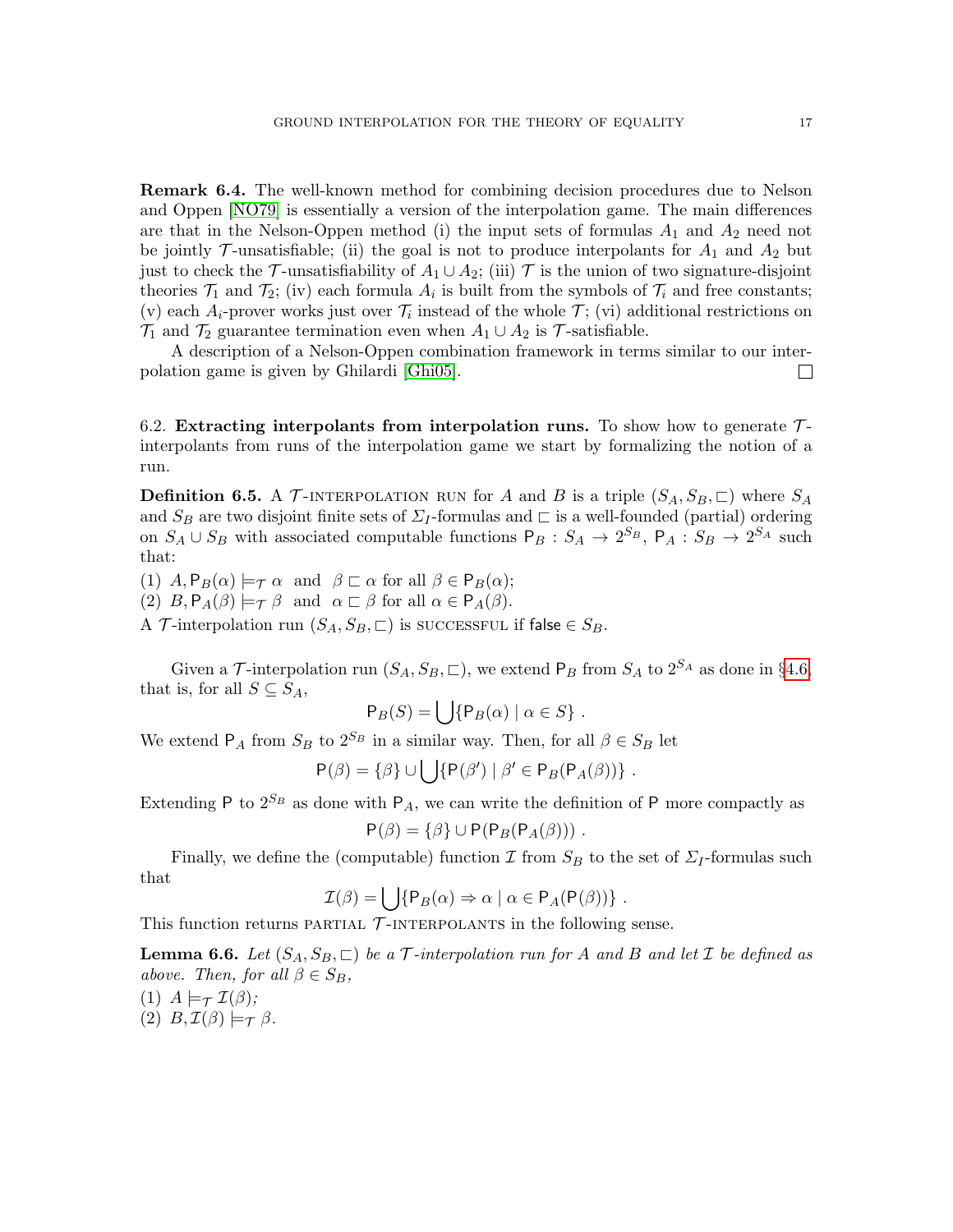**Remark 6.4.** The well-known method for combining decision procedures due to Nelson and Oppen [NO79] is essentially a version of the interpolation game. The main differences are that in the Nelson-Oppen method (i) the input sets of formulas $A_1$ and $A_2$ need not be jointly $\mathcal{T}$-unsatisfiable; (ii) the goal is not to produce interpolants for $A_1$ and $A_2$ but just to check the $\mathcal{T}$-unsatisfiability of $A_1 \cup A_2$; (iii) $\mathcal{T}$ is the union of two signature-disjoint theories $\mathcal{T}_1$ and $\mathcal{T}_2$; (iv) each formula $A_i$ is built from the symbols of $\mathcal{T}_i$ and free constants; (v) each $A_i$-prover works just over $\mathcal{T}_i$ instead of the whole $\mathcal{T}$; (vi) additional restrictions on $\mathcal{T}_1$ and $\mathcal{T}_2$ guarantee termination even when $A_1 \cup A_2$ is $\mathcal{T}$-satisfiable.

A description of a Nelson-Oppen combination framework in terms similar to our interpolation game is given by Ghilardi [Ghi05]. □

6.2. **Extracting interpolants from interpolation runs.** To show how to generate $\mathcal{T}$-interpolants from runs of the interpolation game we start by formalizing the notion of a run.

**Definition 6.5.** A $\mathcal{T}$-INTERPOLATION RUN for $A$ and $B$ is a triple $(S_A, S_B, \sqsubset)$ where $S_A$ and $S_B$ are two disjoint finite sets of $\Sigma_I$-formulas and $\sqsubset$ is a well-founded (partial) ordering on $S_A \cup S_B$ with associated computable functions $\mathsf{P}_B : S_A \to 2^{S_B}$, $\mathsf{P}_A : S_B \to 2^{S_A}$ such that:

(1) $A, \mathsf{P}_B(\alpha) \models_{\mathcal{T}} \alpha$ and $\beta \sqsubset \alpha$ for all $\beta \in \mathsf{P}_B(\alpha)$;
(2) $B, \mathsf{P}_A(\beta) \models_{\mathcal{T}} \beta$ and $\alpha \sqsubset \beta$ for all $\alpha \in \mathsf{P}_A(\beta)$.

A $\mathcal{T}$-interpolation run $(S_A, S_B, \sqsubset)$ is SUCCESSFUL if $\mathsf{false} \in S_B$.

Given a $\mathcal{T}$-interpolation run $(S_A, S_B, \sqsubset)$, we extend $\mathsf{P}_B$ from $S_A$ to $2^{S_A}$ as done in §4.6, that is, for all $S \subseteq S_A$,

$$\mathsf{P}_B(S) = \bigcup\{\mathsf{P}_B(\alpha) \mid \alpha \in S\} \ .$$

We extend $\mathsf{P}_A$ from $S_B$ to $2^{S_B}$ in a similar way. Then, for all $\beta \in S_B$ let

$$\mathsf{P}(\beta) = \{\beta\} \cup \bigcup\{\mathsf{P}(\beta') \mid \beta' \in \mathsf{P}_B(\mathsf{P}_A(\beta))\} \ .$$

Extending $\mathsf{P}$ to $2^{S_B}$ as done with $\mathsf{P}_A$, we can write the definition of $\mathsf{P}$ more compactly as

$$\mathsf{P}(\beta) = \{\beta\} \cup \mathsf{P}(\mathsf{P}_B(\mathsf{P}_A(\beta))) \ .$$

Finally, we define the (computable) function $\mathcal{I}$ from $S_B$ to the set of $\Sigma_I$-formulas such that

$$\mathcal{I}(\beta) = \bigcup\{\mathsf{P}_B(\alpha) \Rightarrow \alpha \mid \alpha \in \mathsf{P}_A(\mathsf{P}(\beta))\} \ .$$

This function returns PARTIAL $\mathcal{T}$-INTERPOLANTS in the following sense.

**Lemma 6.6.** *Let $(S_A, S_B, \sqsubset)$ be a $\mathcal{T}$-interpolation run for $A$ and $B$ and let $\mathcal{I}$ be defined as above. Then, for all $\beta \in S_B$,*

*(1) $A \models_{\mathcal{T}} \mathcal{I}(\beta)$;*
*(2) $B, \mathcal{I}(\beta) \models_{\mathcal{T}} \beta$.*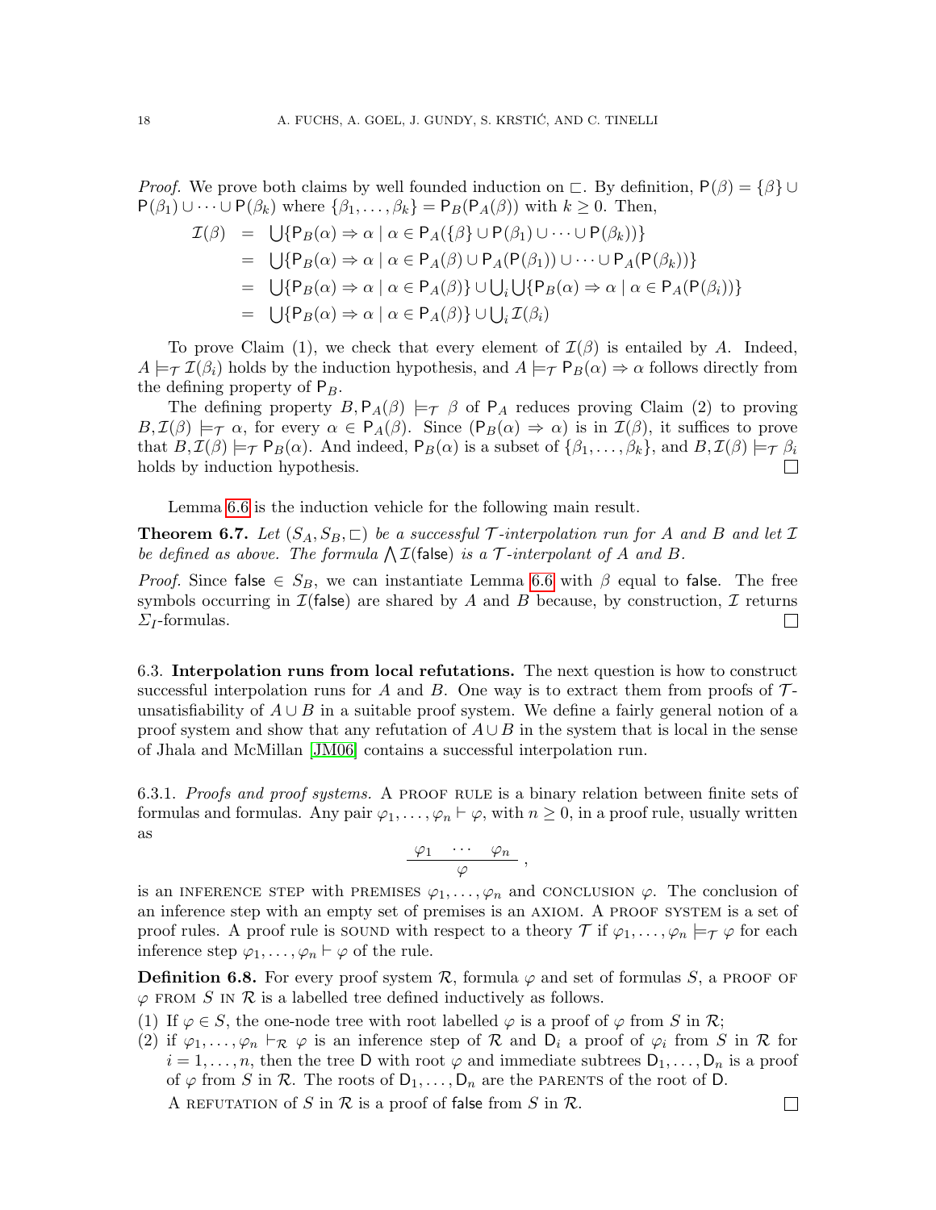*Proof.* We prove both claims by well founded induction on $\sqsubset$. By definition, $\mathsf{P}(\beta) = \{\beta\} \cup \mathsf{P}(\beta_1) \cup \cdots \cup \mathsf{P}(\beta_k)$ where $\{\beta_1, \ldots, \beta_k\} = \mathsf{P}_B(\mathsf{P}_A(\beta))$ with $k \geq 0$. Then,

$$
\begin{aligned}
\mathcal{I}(\beta) &= \bigcup\{\mathsf{P}_B(\alpha) \Rightarrow \alpha \mid \alpha \in \mathsf{P}_A(\{\beta\} \cup \mathsf{P}(\beta_1) \cup \cdots \cup \mathsf{P}(\beta_k))\} \\
&= \bigcup\{\mathsf{P}_B(\alpha) \Rightarrow \alpha \mid \alpha \in \mathsf{P}_A(\beta) \cup \mathsf{P}_A(\mathsf{P}(\beta_1)) \cup \cdots \cup \mathsf{P}_A(\mathsf{P}(\beta_k))\} \\
&= \bigcup\{\mathsf{P}_B(\alpha) \Rightarrow \alpha \mid \alpha \in \mathsf{P}_A(\beta)\} \cup \textstyle\bigcup_i \bigcup\{\mathsf{P}_B(\alpha) \Rightarrow \alpha \mid \alpha \in \mathsf{P}_A(\mathsf{P}(\beta_i))\} \\
&= \bigcup\{\mathsf{P}_B(\alpha) \Rightarrow \alpha \mid \alpha \in \mathsf{P}_A(\beta)\} \cup \textstyle\bigcup_i \mathcal{I}(\beta_i)
\end{aligned}
$$

To prove Claim (1), we check that every element of $\mathcal{I}(\beta)$ is entailed by $A$. Indeed, $A \models_{\mathcal{T}} \mathcal{I}(\beta_i)$ holds by the induction hypothesis, and $A \models_{\mathcal{T}} \mathsf{P}_B(\alpha) \Rightarrow \alpha$ follows directly from the defining property of $\mathsf{P}_B$.

The defining property $B, \mathsf{P}_A(\beta) \models_{\mathcal{T}} \beta$ of $\mathsf{P}_A$ reduces proving Claim (2) to proving $B, \mathcal{I}(\beta) \models_{\mathcal{T}} \alpha$, for every $\alpha \in \mathsf{P}_A(\beta)$. Since $(\mathsf{P}_B(\alpha) \Rightarrow \alpha)$ is in $\mathcal{I}(\beta)$, it suffices to prove that $B, \mathcal{I}(\beta) \models_{\mathcal{T}} \mathsf{P}_B(\alpha)$. And indeed, $\mathsf{P}_B(\alpha)$ is a subset of $\{\beta_1, \ldots, \beta_k\}$, and $B, \mathcal{I}(\beta) \models_{\mathcal{T}} \beta_i$ holds by induction hypothesis. ◻

Lemma 6.6 is the induction vehicle for the following main result.

**Theorem 6.7.** *Let $(S_A, S_B, \sqsubset)$ be a successful $\mathcal{T}$-interpolation run for $A$ and $B$ and let $\mathcal{I}$ be defined as above. The formula $\bigwedge \mathcal{I}(\mathsf{false})$ is a $\mathcal{T}$-interpolant of $A$ and $B$.*

*Proof.* Since $\mathsf{false} \in S_B$, we can instantiate Lemma 6.6 with $\beta$ equal to $\mathsf{false}$. The free symbols occurring in $\mathcal{I}(\mathsf{false})$ are shared by $A$ and $B$ because, by construction, $\mathcal{I}$ returns $\Sigma_I$-formulas. ◻

### 6.3. Interpolation runs from local refutations.

The next question is how to construct successful interpolation runs for $A$ and $B$. One way is to extract them from proofs of $\mathcal{T}$-unsatisfiability of $A \cup B$ in a suitable proof system. We define a fairly general notion of a proof system and show that any refutation of $A \cup B$ in the system that is local in the sense of Jhala and McMillan [JM06] contains a successful interpolation run.

#### 6.3.1. *Proofs and proof systems.*

A PROOF RULE is a binary relation between finite sets of formulas and formulas. Any pair $\varphi_1, \ldots, \varphi_n \vdash \varphi$, with $n \geq 0$, in a proof rule, usually written as

$$
\frac{\varphi_1 \quad \cdots \quad \varphi_n}{\varphi},
$$

is an INFERENCE STEP with PREMISES $\varphi_1, \ldots, \varphi_n$ and CONCLUSION $\varphi$. The conclusion of an inference step with an empty set of premises is an AXIOM. A PROOF SYSTEM is a set of proof rules. A proof rule is SOUND with respect to a theory $\mathcal{T}$ if $\varphi_1, \ldots, \varphi_n \models_{\mathcal{T}} \varphi$ for each inference step $\varphi_1, \ldots, \varphi_n \vdash \varphi$ of the rule.

**Definition 6.8.** For every proof system $\mathcal{R}$, formula $\varphi$ and set of formulas $S$, a PROOF OF $\varphi$ FROM $S$ IN $\mathcal{R}$ is a labelled tree defined inductively as follows.

1. If $\varphi \in S$, the one-node tree with root labelled $\varphi$ is a proof of $\varphi$ from $S$ in $\mathcal{R}$;
2. if $\varphi_1, \ldots, \varphi_n \vdash_{\mathcal{R}} \varphi$ is an inference step of $\mathcal{R}$ and $\mathsf{D}_i$ a proof of $\varphi_i$ from $S$ in $\mathcal{R}$ for $i = 1, \ldots, n$, then the tree $\mathsf{D}$ with root $\varphi$ and immediate subtrees $\mathsf{D}_1, \ldots, \mathsf{D}_n$ is a proof of $\varphi$ from $S$ in $\mathcal{R}$. The roots of $\mathsf{D}_1, \ldots, \mathsf{D}_n$ are the PARENTS of the root of $\mathsf{D}$.

A REFUTATION of $S$ in $\mathcal{R}$ is a proof of $\mathsf{false}$ from $S$ in $\mathcal{R}$. ◻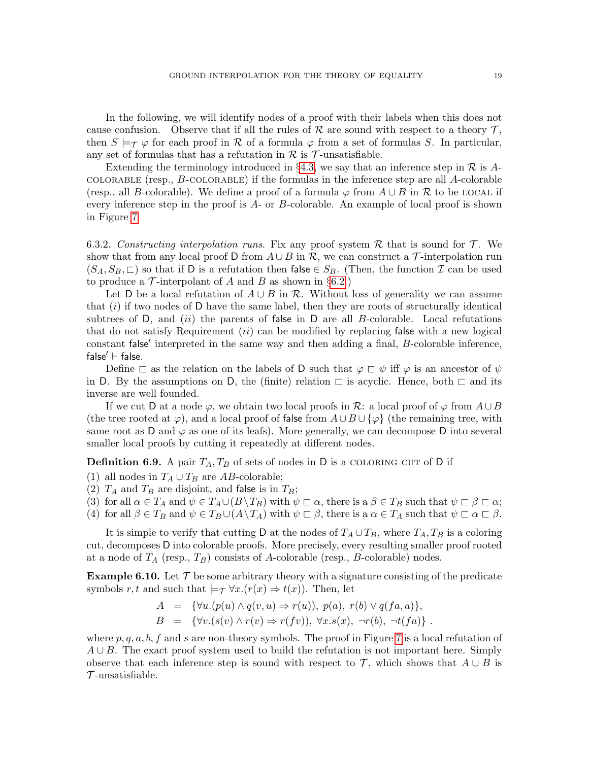In the following, we will identify nodes of a proof with their labels when this does not cause confusion. Observe that if all the rules of $\mathcal{R}$ are sound with respect to a theory $\mathcal{T}$, then $S \models_{\mathcal{T}} \varphi$ for each proof in $\mathcal{R}$ of a formula $\varphi$ from a set of formulas $S$. In particular, any set of formulas that has a refutation in $\mathcal{R}$ is $\mathcal{T}$-unsatisfiable.

Extending the terminology introduced in §4.3, we say that an inference step in $\mathcal{R}$ is $A$-colorable (resp., $B$-colorable) if the formulas in the inference step are all $A$-colorable (resp., all $B$-colorable). We define a proof of a formula $\varphi$ from $A \cup B$ in $\mathcal{R}$ to be local if every inference step in the proof is $A$- or $B$-colorable. An example of local proof is shown in Figure 7.

6.3.2. *Constructing interpolation runs.* Fix any proof system $\mathcal{R}$ that is sound for $\mathcal{T}$. We show that from any local proof $\mathsf{D}$ from $A \cup B$ in $\mathcal{R}$, we can construct a $\mathcal{T}$-interpolation run $(S_A, S_B, \sqsubset)$ so that if $\mathsf{D}$ is a refutation then $\mathsf{false} \in S_B$. (Then, the function $\mathcal{I}$ can be used to produce a $\mathcal{T}$-interpolant of $A$ and $B$ as shown in §6.2.)

Let $\mathsf{D}$ be a local refutation of $A \cup B$ in $\mathcal{R}$. Without loss of generality we can assume that $(i)$ if two nodes of $\mathsf{D}$ have the same label, then they are roots of structurally identical subtrees of $\mathsf{D}$, and $(ii)$ the parents of $\mathsf{false}$ in $\mathsf{D}$ are all $B$-colorable. Local refutations that do not satisfy Requirement $(ii)$ can be modified by replacing $\mathsf{false}$ with a new logical constant $\mathsf{false}'$ interpreted in the same way and then adding a final, $B$-colorable inference, $\mathsf{false}' \vdash \mathsf{false}$.

Define $\sqsubset$ as the relation on the labels of $\mathsf{D}$ such that $\varphi \sqsubset \psi$ iff $\varphi$ is an ancestor of $\psi$ in $\mathsf{D}$. By the assumptions on $\mathsf{D}$, the (finite) relation $\sqsubset$ is acyclic. Hence, both $\sqsubset$ and its inverse are well founded.

If we cut $\mathsf{D}$ at a node $\varphi$, we obtain two local proofs in $\mathcal{R}$: a local proof of $\varphi$ from $A \cup B$ (the tree rooted at $\varphi$), and a local proof of $\mathsf{false}$ from $A \cup B \cup \{\varphi\}$ (the remaining tree, with same root as $\mathsf{D}$ and $\varphi$ as one of its leafs). More generally, we can decompose $\mathsf{D}$ into several smaller local proofs by cutting it repeatedly at different nodes.

**Definition 6.9.** A pair $T_A, T_B$ of sets of nodes in $\mathsf{D}$ is a coloring cut of $\mathsf{D}$ if

(1) all nodes in $T_A \cup T_B$ are $AB$-colorable;
(2) $T_A$ and $T_B$ are disjoint, and $\mathsf{false}$ is in $T_B$;
(3) for all $\alpha \in T_A$ and $\psi \in T_A \cup (B \setminus T_B)$ with $\psi \sqsubset \alpha$, there is a $\beta \in T_B$ such that $\psi \sqsubset \beta \sqsubset \alpha$;
(4) for all $\beta \in T_B$ and $\psi \in T_B \cup (A \setminus T_A)$ with $\psi \sqsubset \beta$, there is a $\alpha \in T_A$ such that $\psi \sqsubset \alpha \sqsubset \beta$.

It is simple to verify that cutting $\mathsf{D}$ at the nodes of $T_A \cup T_B$, where $T_A, T_B$ is a coloring cut, decomposes $\mathsf{D}$ into colorable proofs. More precisely, every resulting smaller proof rooted at a node of $T_A$ (resp., $T_B$) consists of $A$-colorable (resp., $B$-colorable) nodes.

**Example 6.10.** Let $\mathcal{T}$ be some arbitrary theory with a signature consisting of the predicate symbols $r, t$ and such that $\models_{\mathcal{T}} \forall x.(r(x) \Rightarrow t(x))$. Then, let

$$
\begin{aligned}
A &= \{\forall u.(p(u) \wedge q(v,u) \Rightarrow r(u)),\ p(a),\ r(b) \vee q(fa, a)\}, \\
B &= \{\forall v.(s(v) \wedge r(v) \Rightarrow r(fv)),\ \forall x.s(x),\ \neg r(b),\ \neg t(fa)\}\ .
\end{aligned}
$$

where $p, q, a, b, f$ and $s$ are non-theory symbols. The proof in Figure 7 is a local refutation of $A \cup B$. The exact proof system used to build the refutation is not important here. Simply observe that each inference step is sound with respect to $\mathcal{T}$, which shows that $A \cup B$ is $\mathcal{T}$-unsatisfiable.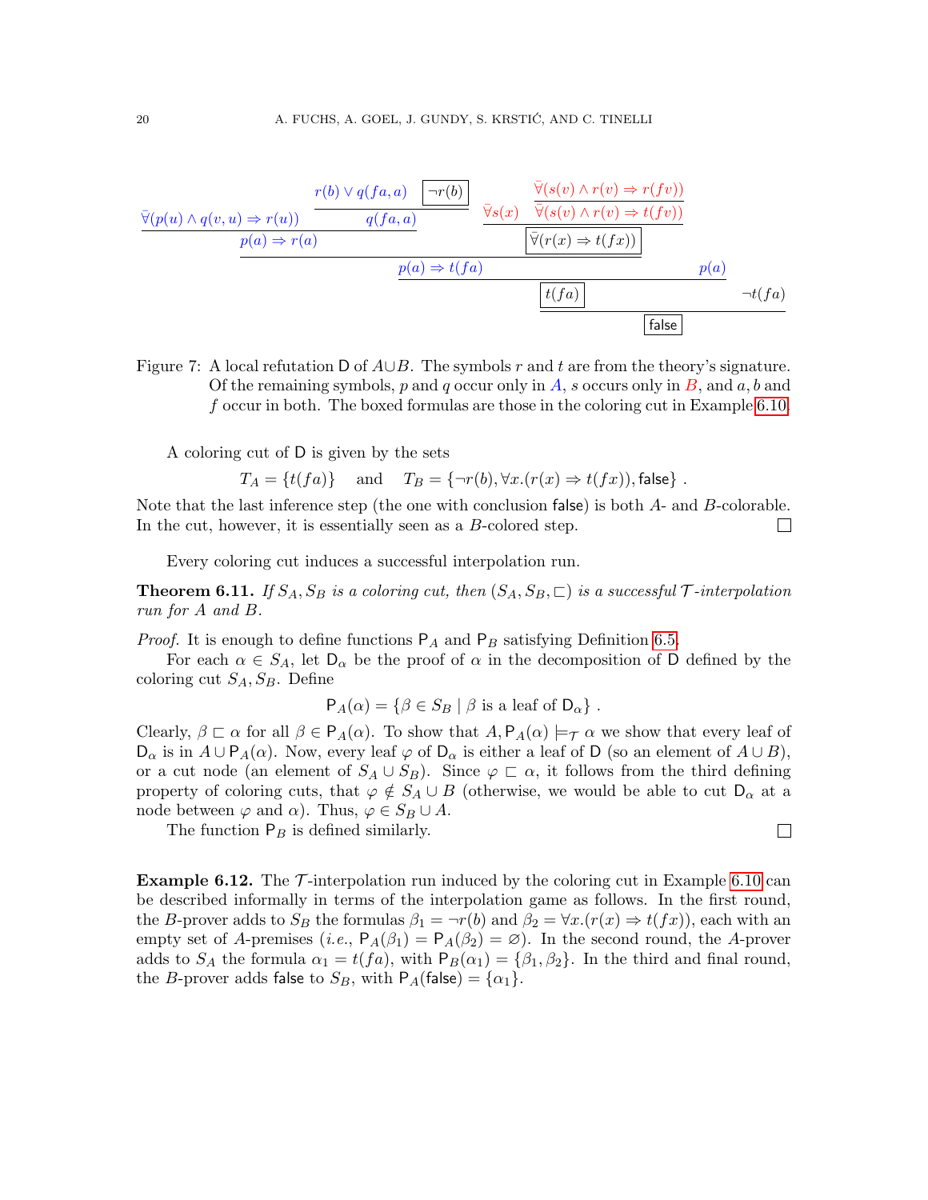$$
\dfrac{
  \dfrac{
    \dfrac{
      \dfrac{
        \bar{\forall}(p(u) \wedge q(v,u) \Rightarrow r(u)) \quad \dfrac{r(b) \vee q(fa,a) \quad \boxed{\neg r(b)}}{q(fa,a)}
      }{p(a) \Rightarrow r(a)}
      \quad
      \boxed{\dfrac{\bar{\forall} s(x) \quad \dfrac{\bar{\forall}(s(v) \wedge r(v) \Rightarrow r(fv))}{\bar{\forall}(s(v) \wedge r(v) \Rightarrow t(fv))}}{\bar{\forall}(r(x) \Rightarrow t(fx))}}
    }{p(a) \Rightarrow t(fa)}
    \quad p(a)
  }{\boxed{t(fa)}}
  \quad \neg t(fa)
}{\boxed{\mathsf{false}}}
$$

Figure 7: A local refutation D of $A \cup B$. The symbols $r$ and $t$ are from the theory's signature. Of the remaining symbols, $p$ and $q$ occur only in $A$, $s$ occurs only in $B$, and $a, b$ and $f$ occur in both. The boxed formulas are those in the coloring cut in Example 6.10.

A coloring cut of D is given by the sets

$$T_A = \{t(fa)\} \quad \text{and} \quad T_B = \{\neg r(b), \forall x.(r(x) \Rightarrow t(fx)), \mathsf{false}\}\ .$$

Note that the last inference step (the one with conclusion false) is both $A$- and $B$-colorable. In the cut, however, it is essentially seen as a $B$-colored step. ☐

Every coloring cut induces a successful interpolation run.

**Theorem 6.11.** *If $S_A, S_B$ is a coloring cut, then $(S_A, S_B, \sqsubset)$ is a successful $\mathcal{T}$-interpolation run for $A$ and $B$.*

*Proof.* It is enough to define functions $\mathsf{P}_A$ and $\mathsf{P}_B$ satisfying Definition 6.5.

For each $\alpha \in S_A$, let $\mathsf{D}_\alpha$ be the proof of $\alpha$ in the decomposition of D defined by the coloring cut $S_A, S_B$. Define

$$\mathsf{P}_A(\alpha) = \{\beta \in S_B \mid \beta \text{ is a leaf of } \mathsf{D}_\alpha\}\ .$$

Clearly, $\beta \sqsubset \alpha$ for all $\beta \in \mathsf{P}_A(\alpha)$. To show that $A, \mathsf{P}_A(\alpha) \models_{\mathcal{T}} \alpha$ we show that every leaf of $\mathsf{D}_\alpha$ is in $A \cup \mathsf{P}_A(\alpha)$. Now, every leaf $\varphi$ of $\mathsf{D}_\alpha$ is either a leaf of D (so an element of $A \cup B$), or a cut node (an element of $S_A \cup S_B$). Since $\varphi \sqsubset \alpha$, it follows from the third defining property of coloring cuts, that $\varphi \notin S_A \cup B$ (otherwise, we would be able to cut $\mathsf{D}_\alpha$ at a node between $\varphi$ and $\alpha$). Thus, $\varphi \in S_B \cup A$.

The function $\mathsf{P}_B$ is defined similarly. ☐

**Example 6.12.** The $\mathcal{T}$-interpolation run induced by the coloring cut in Example 6.10 can be described informally in terms of the interpolation game as follows. In the first round, the $B$-prover adds to $S_B$ the formulas $\beta_1 = \neg r(b)$ and $\beta_2 = \forall x.(r(x) \Rightarrow t(fx))$, each with an empty set of $A$-premises (*i.e.*, $\mathsf{P}_A(\beta_1) = \mathsf{P}_A(\beta_2) = \varnothing$). In the second round, the $A$-prover adds to $S_A$ the formula $\alpha_1 = t(fa)$, with $\mathsf{P}_B(\alpha_1) = \{\beta_1, \beta_2\}$. In the third and final round, the $B$-prover adds false to $S_B$, with $\mathsf{P}_A(\mathsf{false}) = \{\alpha_1\}$.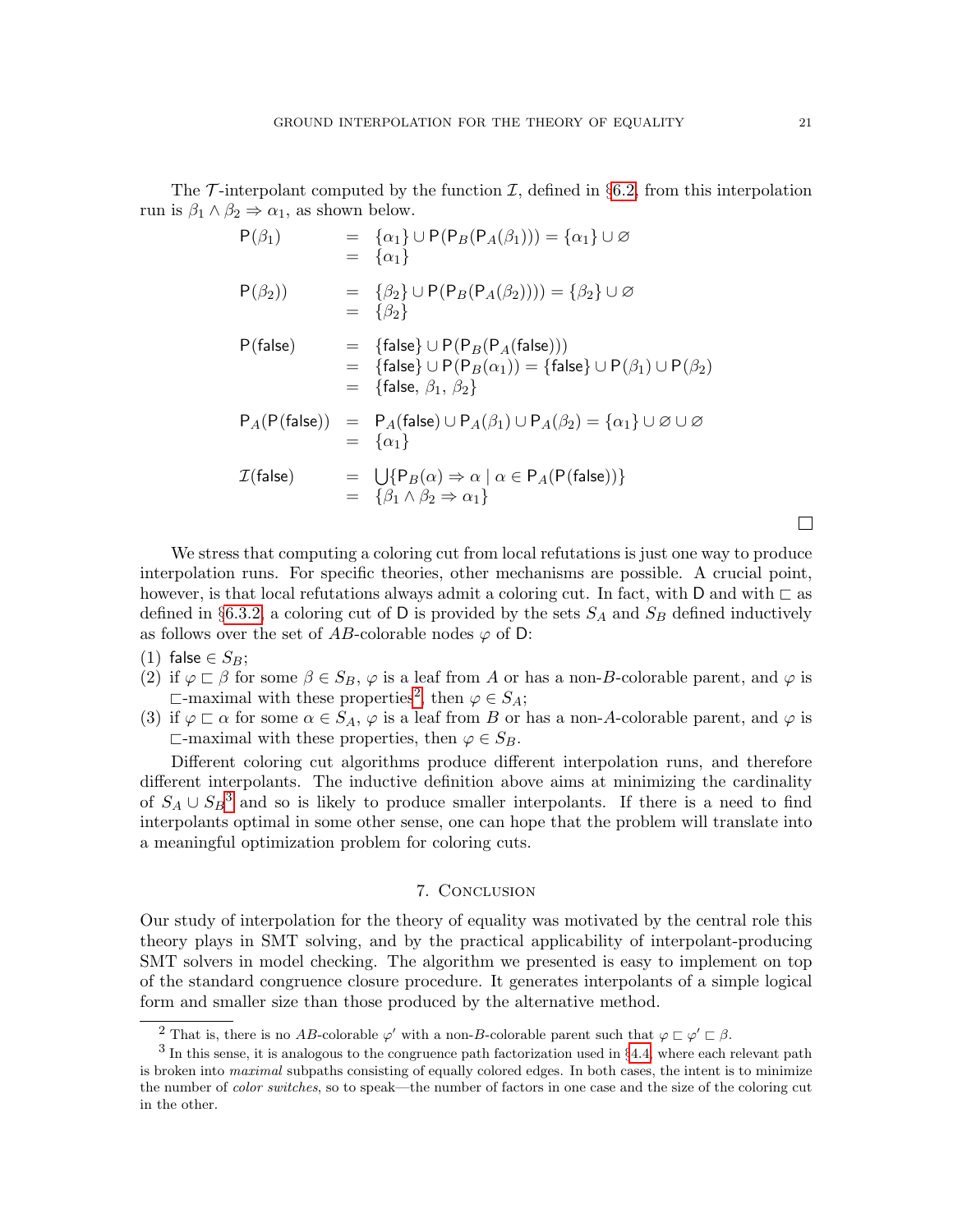The $\mathcal{T}$-interpolant computed by the function $\mathcal{I}$, defined in §6.2, from this interpolation run is $\beta_1 \wedge \beta_2 \Rightarrow \alpha_1$, as shown below.

$$
\begin{aligned}
\mathsf{P}(\beta_1) &= \{\alpha_1\} \cup \mathsf{P}(\mathsf{P}_B(\mathsf{P}_A(\beta_1))) = \{\alpha_1\} \cup \varnothing \\
&= \{\alpha_1\} \\[1em]
\mathsf{P}(\beta_2)) &= \{\beta_2\} \cup \mathsf{P}(\mathsf{P}_B(\mathsf{P}_A(\beta_2)))) = \{\beta_2\} \cup \varnothing \\
&= \{\beta_2\} \\[1em]
\mathsf{P}(\mathsf{false}) &= \{\mathsf{false}\} \cup \mathsf{P}(\mathsf{P}_B(\mathsf{P}_A(\mathsf{false}))) \\
&= \{\mathsf{false}\} \cup \mathsf{P}(\mathsf{P}_B(\alpha_1)) = \{\mathsf{false}\} \cup \mathsf{P}(\beta_1) \cup \mathsf{P}(\beta_2) \\
&= \{\mathsf{false},\ \beta_1,\ \beta_2\} \\[1em]
\mathsf{P}_A(\mathsf{P}(\mathsf{false})) &= \mathsf{P}_A(\mathsf{false}) \cup \mathsf{P}_A(\beta_1) \cup \mathsf{P}_A(\beta_2) = \{\alpha_1\} \cup \varnothing \cup \varnothing \\
&= \{\alpha_1\} \\[1em]
\mathcal{I}(\mathsf{false}) &= \bigcup \{\mathsf{P}_B(\alpha) \Rightarrow \alpha \mid \alpha \in \mathsf{P}_A(\mathsf{P}(\mathsf{false}))\} \\
&= \{\beta_1 \wedge \beta_2 \Rightarrow \alpha_1\}
\end{aligned}
$$

□

We stress that computing a coloring cut from local refutations is just one way to produce interpolation runs. For specific theories, other mechanisms are possible. A crucial point, however, is that local refutations always admit a coloring cut. In fact, with $\mathsf{D}$ and with $\sqsubset$ as defined in §6.3.2, a coloring cut of $\mathsf{D}$ is provided by the sets $S_A$ and $S_B$ defined inductively as follows over the set of $AB$-colorable nodes $\varphi$ of $\mathsf{D}$:

(1) $\mathsf{false} \in S_B$;
(2) if $\varphi \sqsubset \beta$ for some $\beta \in S_B$, $\varphi$ is a leaf from $A$ or has a non-$B$-colorable parent, and $\varphi$ is $\sqsubset$-maximal with these properties[2], then $\varphi \in S_A$;
(3) if $\varphi \sqsubset \alpha$ for some $\alpha \in S_A$, $\varphi$ is a leaf from $B$ or has a non-$A$-colorable parent, and $\varphi$ is $\sqsubset$-maximal with these properties, then $\varphi \in S_B$.

Different coloring cut algorithms produce different interpolation runs, and therefore different interpolants. The inductive definition above aims at minimizing the cardinality of $S_A \cup S_B$[3] and so is likely to produce smaller interpolants. If there is a need to find interpolants optimal in some other sense, one can hope that the problem will translate into a meaningful optimization problem for coloring cuts.

## 7. Conclusion

Our study of interpolation for the theory of equality was motivated by the central role this theory plays in SMT solving, and by the practical applicability of interpolant-producing SMT solvers in model checking. The algorithm we presented is easy to implement on top of the standard congruence closure procedure. It generates interpolants of a simple logical form and smaller size than those produced by the alternative method.

---

[2] That is, there is no $AB$-colorable $\varphi'$ with a non-$B$-colorable parent such that $\varphi \sqsubset \varphi' \sqsubset \beta$.

[3] In this sense, it is analogous to the congruence path factorization used in §4.4, where each relevant path is broken into *maximal* subpaths consisting of equally colored edges. In both cases, the intent is to minimize the number of *color switches*, so to speak—the number of factors in one case and the size of the coloring cut in the other.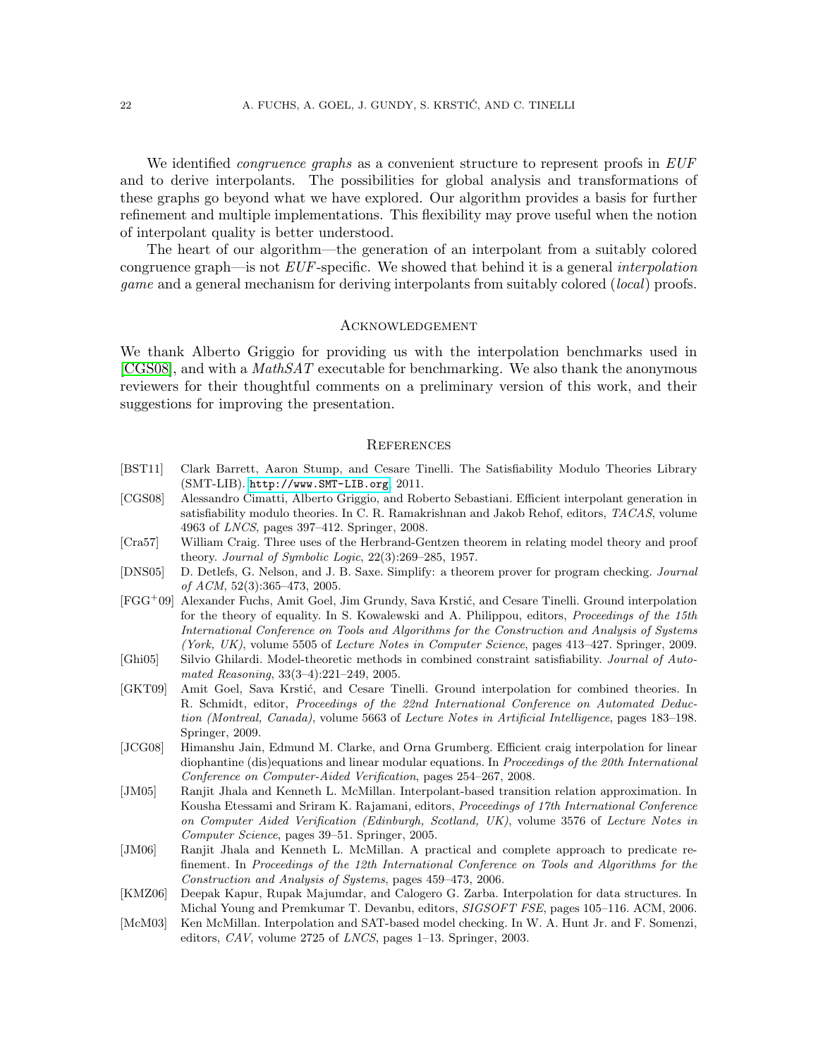We identified *congruence graphs* as a convenient structure to represent proofs in *EUF* and to derive interpolants. The possibilities for global analysis and transformations of these graphs go beyond what we have explored. Our algorithm provides a basis for further refinement and multiple implementations. This flexibility may prove useful when the notion of interpolant quality is better understood.

The heart of our algorithm—the generation of an interpolant from a suitably colored congruence graph—is not *EUF*-specific. We showed that behind it is a general *interpolation game* and a general mechanism for deriving interpolants from suitably colored (*local*) proofs.

## Acknowledgement

We thank Alberto Griggio for providing us with the interpolation benchmarks used in [CGS08], and with a *MathSAT* executable for benchmarking. We also thank the anonymous reviewers for their thoughtful comments on a preliminary version of this work, and their suggestions for improving the presentation.

## References

- [BST11] Clark Barrett, Aaron Stump, and Cesare Tinelli. The Satisfiability Modulo Theories Library (SMT-LIB). http://www.SMT-LIB.org, 2011.
- [CGS08] Alessandro Cimatti, Alberto Griggio, and Roberto Sebastiani. Efficient interpolant generation in satisfiability modulo theories. In C. R. Ramakrishnan and Jakob Rehof, editors, *TACAS*, volume 4963 of *LNCS*, pages 397–412. Springer, 2008.
- [Cra57] William Craig. Three uses of the Herbrand-Gentzen theorem in relating model theory and proof theory. *Journal of Symbolic Logic*, 22(3):269–285, 1957.
- [DNS05] D. Detlefs, G. Nelson, and J. B. Saxe. Simplify: a theorem prover for program checking. *Journal of ACM*, 52(3):365–473, 2005.
- [FGG+09] Alexander Fuchs, Amit Goel, Jim Grundy, Sava Krstić, and Cesare Tinelli. Ground interpolation for the theory of equality. In S. Kowalewski and A. Philippou, editors, *Proceedings of the 15th International Conference on Tools and Algorithms for the Construction and Analysis of Systems (York, UK)*, volume 5505 of *Lecture Notes in Computer Science*, pages 413–427. Springer, 2009.
- [Ghi05] Silvio Ghilardi. Model-theoretic methods in combined constraint satisfiability. *Journal of Automated Reasoning*, 33(3–4):221–249, 2005.
- [GKT09] Amit Goel, Sava Krstić, and Cesare Tinelli. Ground interpolation for combined theories. In R. Schmidt, editor, *Proceedings of the 22nd International Conference on Automated Deduction (Montreal, Canada)*, volume 5663 of *Lecture Notes in Artificial Intelligence*, pages 183–198. Springer, 2009.
- [JCG08] Himanshu Jain, Edmund M. Clarke, and Orna Grumberg. Efficient craig interpolation for linear diophantine (dis)equations and linear modular equations. In *Proceedings of the 20th International Conference on Computer-Aided Verification*, pages 254–267, 2008.
- [JM05] Ranjit Jhala and Kenneth L. McMillan. Interpolant-based transition relation approximation. In Kousha Etessami and Sriram K. Rajamani, editors, *Proceedings of 17th International Conference on Computer Aided Verification (Edinburgh, Scotland, UK)*, volume 3576 of *Lecture Notes in Computer Science*, pages 39–51. Springer, 2005.
- [JM06] Ranjit Jhala and Kenneth L. McMillan. A practical and complete approach to predicate refinement. In *Proceedings of the 12th International Conference on Tools and Algorithms for the Construction and Analysis of Systems*, pages 459–473, 2006.
- [KMZ06] Deepak Kapur, Rupak Majumdar, and Calogero G. Zarba. Interpolation for data structures. In Michal Young and Premkumar T. Devanbu, editors, *SIGSOFT FSE*, pages 105–116. ACM, 2006.
- [McM03] Ken McMillan. Interpolation and SAT-based model checking. In W. A. Hunt Jr. and F. Somenzi, editors, *CAV*, volume 2725 of *LNCS*, pages 1–13. Springer, 2003.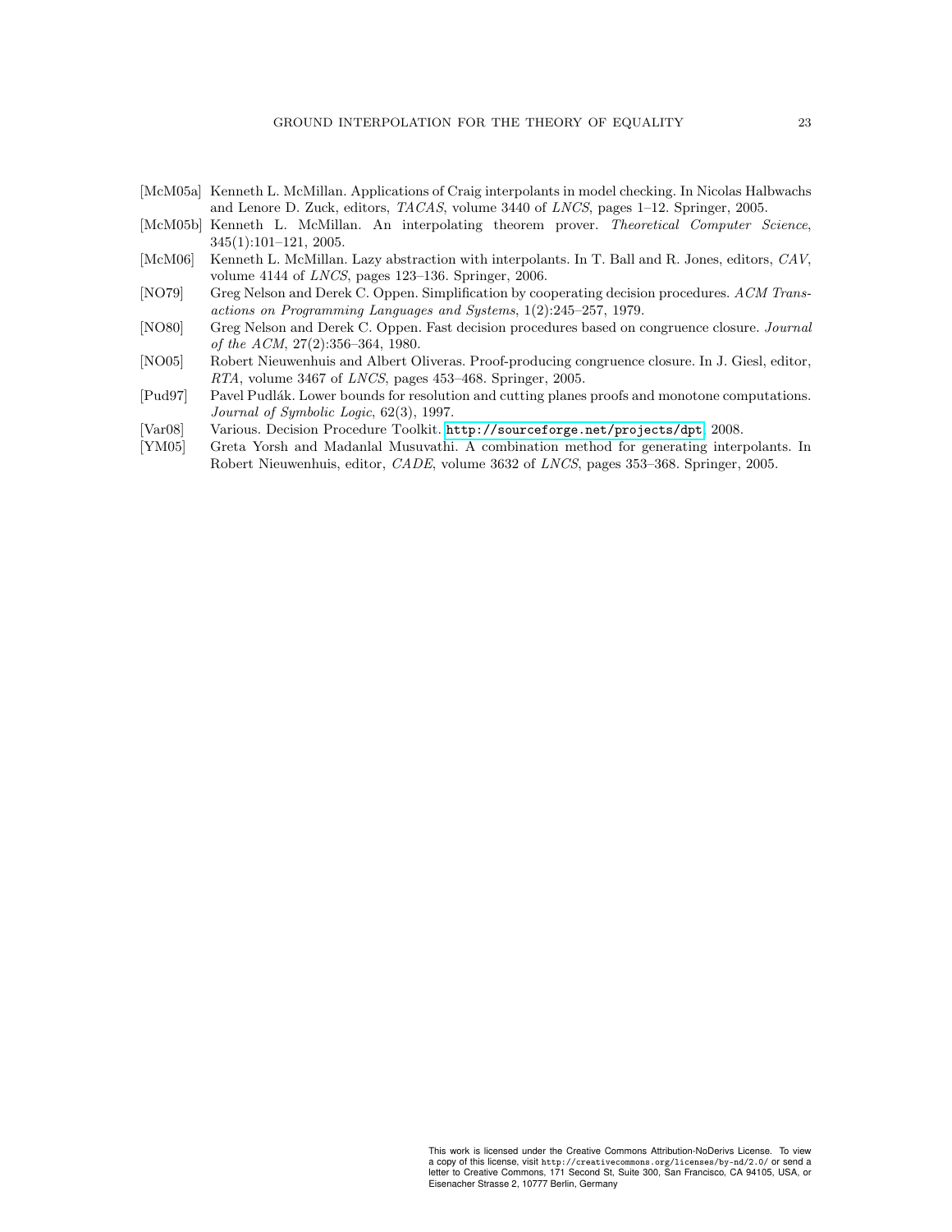[McM05a] Kenneth L. McMillan. Applications of Craig interpolants in model checking. In Nicolas Halbwachs and Lenore D. Zuck, editors, *TACAS*, volume 3440 of *LNCS*, pages 1–12. Springer, 2005.

[McM05b] Kenneth L. McMillan. An interpolating theorem prover. *Theoretical Computer Science*, 345(1):101–121, 2005.

[McM06] Kenneth L. McMillan. Lazy abstraction with interpolants. In T. Ball and R. Jones, editors, *CAV*, volume 4144 of *LNCS*, pages 123–136. Springer, 2006.

[NO79] Greg Nelson and Derek C. Oppen. Simplification by cooperating decision procedures. *ACM Transactions on Programming Languages and Systems*, 1(2):245–257, 1979.

[NO80] Greg Nelson and Derek C. Oppen. Fast decision procedures based on congruence closure. *Journal of the ACM*, 27(2):356–364, 1980.

[NO05] Robert Nieuwenhuis and Albert Oliveras. Proof-producing congruence closure. In J. Giesl, editor, *RTA*, volume 3467 of *LNCS*, pages 453–468. Springer, 2005.

[Pud97] Pavel Pudlák. Lower bounds for resolution and cutting planes proofs and monotone computations. *Journal of Symbolic Logic*, 62(3), 1997.

[Var08] Various. Decision Procedure Toolkit. http://sourceforge.net/projects/dpt, 2008.

[YM05] Greta Yorsh and Madanlal Musuvathi. A combination method for generating interpolants. In Robert Nieuwenhuis, editor, *CADE*, volume 3632 of *LNCS*, pages 353–368. Springer, 2005.

This work is licensed under the Creative Commons Attribution-NoDerivs License. To view a copy of this license, visit http://creativecommons.org/licenses/by-nd/2.0/ or send a letter to Creative Commons, 171 Second St, Suite 300, San Francisco, CA 94105, USA, or Eisenacher Strasse 2, 10777 Berlin, Germany